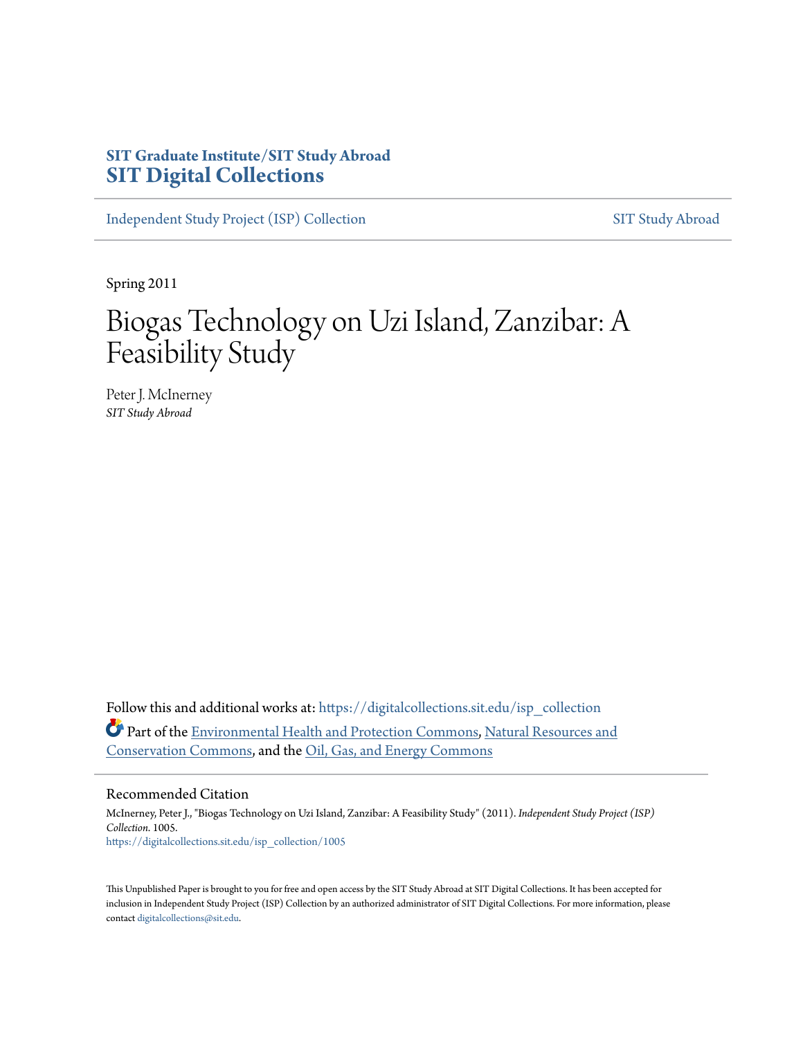SIT Graduate Institute/SIT Study Abroad
**SIT Digital Collections**

Independent Study Project (ISP) Collection — SIT Study Abroad

Spring 2011

# Biogas Technology on Uzi Island, Zanzibar: A Feasibility Study

Peter J. McInerney
*SIT Study Abroad*

Follow this and additional works at: https://digitalcollections.sit.edu/isp_collection

Part of the Environmental Health and Protection Commons, Natural Resources and Conservation Commons, and the Oil, Gas, and Energy Commons

## Recommended Citation

McInerney, Peter J., "Biogas Technology on Uzi Island, Zanzibar: A Feasibility Study" (2011). *Independent Study Project (ISP) Collection.* 1005.
https://digitalcollections.sit.edu/isp_collection/1005

This Unpublished Paper is brought to you for free and open access by the SIT Study Abroad at SIT Digital Collections. It has been accepted for inclusion in Independent Study Project (ISP) Collection by an authorized administrator of SIT Digital Collections. For more information, please contact digitalcollections@sit.edu.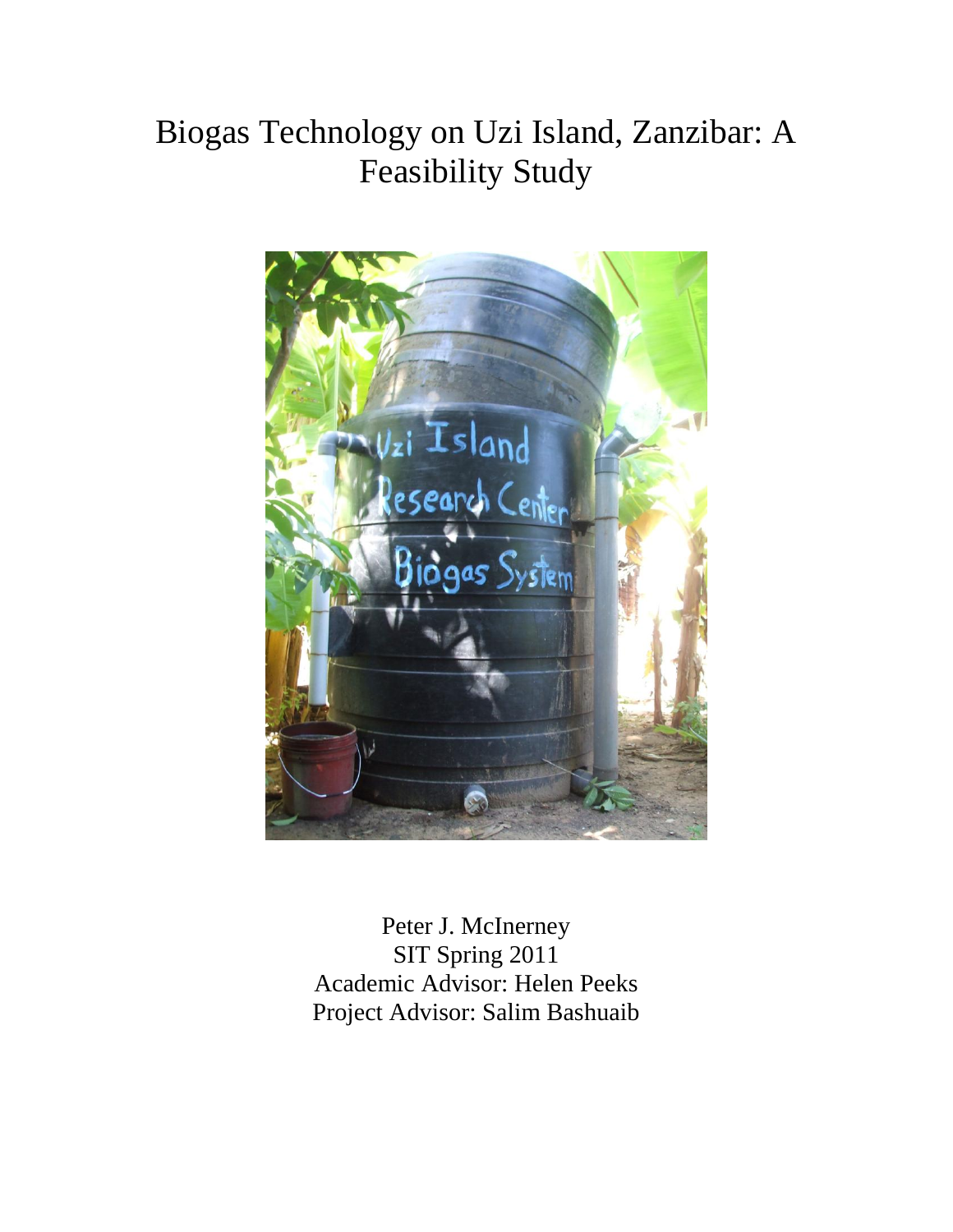# Biogas Technology on Uzi Island, Zanzibar: A Feasibility Study

Peter J. McInerney
SIT Spring 2011
Academic Advisor: Helen Peeks
Project Advisor: Salim Bashuaib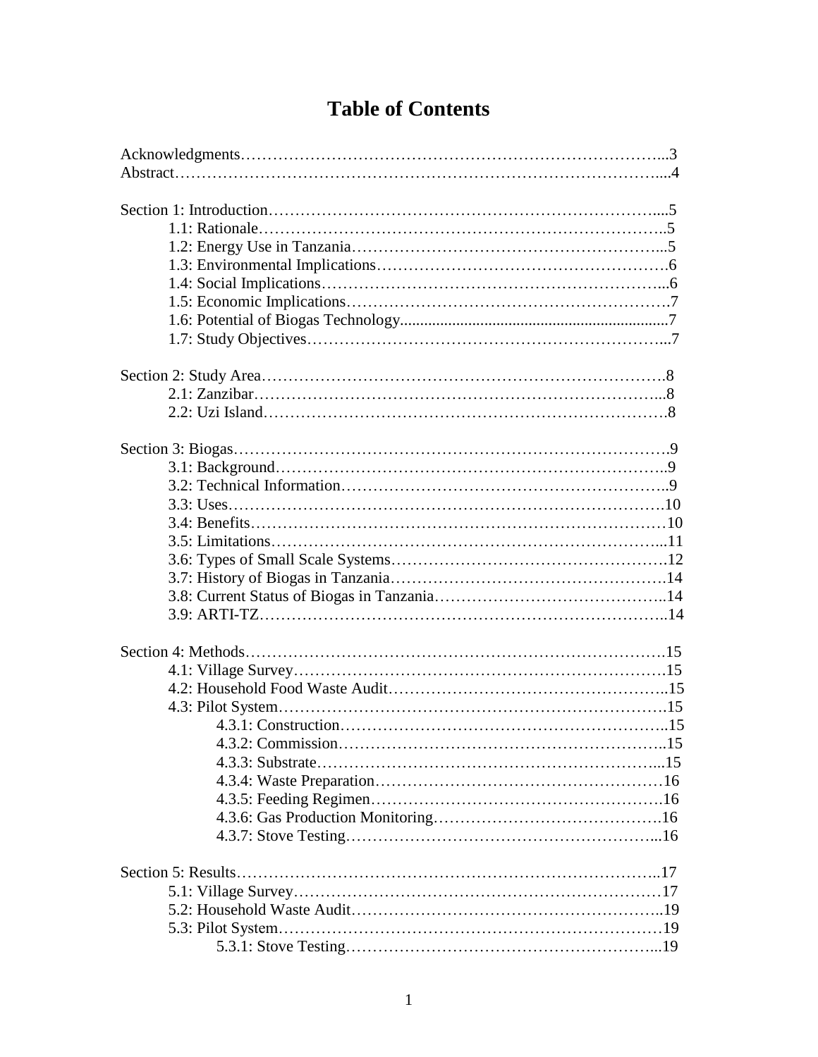# Table of Contents

Acknowledgments……………………………………………………………………...3
Abstract……………………………………………………………………………....4

Section 1: Introduction…………………………………………………………….....5
- 1.1: Rationale…………………………………………………………………..5
- 1.2: Energy Use in Tanzania…………………………………………………...5
- 1.3: Environmental Implications……………………………………………….6
- 1.4: Social Implications………………………………………………………...6
- 1.5: Economic Implications…………………………………………………….7
- 1.6: Potential of Biogas Technology....................................................................7
- 1.7: Study Objectives…………………………………………………………...7

Section 2: Study Area……………………………………………………………….8
- 2.1: Zanzibar……………………………………………………………………...8
- 2.2: Uzi Island…………………………………………………………………….8

Section 3: Biogas……………………………………………………………………….9
- 3.1: Background………………………………………………………………..9
- 3.2: Technical Information……………………………………………………..9
- 3.3: Uses……………………………………………………………………….10
- 3.4: Benefits……………………………………………………………………10
- 3.5: Limitations………………………………………………………………...11
- 3.6: Types of Small Scale Systems…………………………………………….12
- 3.7: History of Biogas in Tanzania…………………………………………….14
- 3.8: Current Status of Biogas in Tanzania……………………………………..14
- 3.9: ARTI-TZ…………………………………………………………………..14

Section 4: Methods…………………………………………………………………15
- 4.1: Village Survey…………………………………………………………….15
- 4.2: Household Food Waste Audit……………………………………………..15
- 4.3: Pilot System……………………………………………………………….15
  - 4.3.1: Construction……………………………………………………..15
  - 4.3.2: Commission……………………………………………………..15
  - 4.3.3: Substrate………………………………………………………...15
  - 4.3.4: Waste Preparation………………………………………………16
  - 4.3.5: Feeding Regimen……………………………………………….16
  - 4.3.6: Gas Production Monitoring…………………………………….16
  - 4.3.7: Stove Testing…………………………………………………...16

Section 5: Results…………………………………………………………………..17
- 5.1: Village Survey……………………………………………………………17
- 5.2: Household Waste Audit…………………………………………………..19
- 5.3: Pilot System………………………………………………………………19
  - 5.3.1: Stove Testing…………………………………………………...19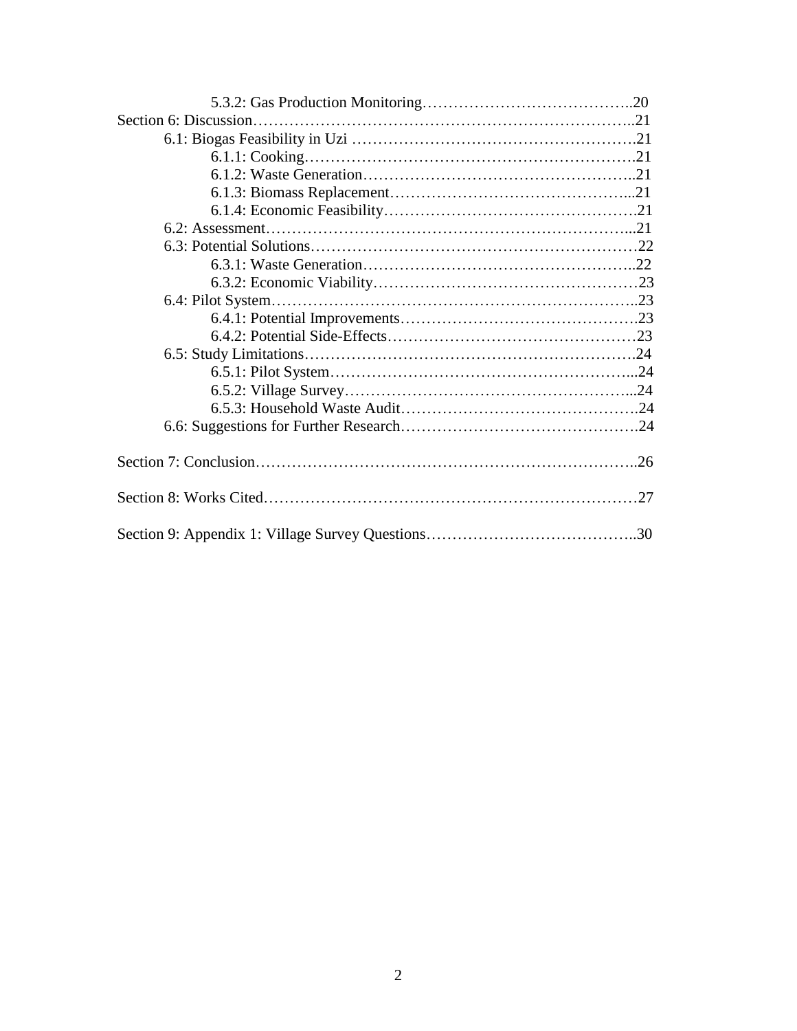5.3.2: Gas Production Monitoring…………………………………..20

Section 6: Discussion………………………………………………………………..21

6.1: Biogas Feasibility in Uzi ……………………………………………….21

6.1.1: Cooking……………………………………………………….21

6.1.2: Waste Generation……………………………………………..21

6.1.3: Biomass Replacement………………………………………...21

6.1.4: Economic Feasibility………………………………………….21

6.2: Assessment………………………………………………………………...21

6.3: Potential Solutions…………………………………………………….22

6.3.1: Waste Generation……………………………………………..22

6.3.2: Economic Viability……………………………………………23

6.4: Pilot System………………………………………………………………..23

6.4.1: Potential Improvements……………………………………….23

6.4.2: Potential Side-Effects…………………………………………23

6.5: Study Limitations……………………………………………………….24

6.5.1: Pilot System…………………………………………………...24

6.5.2: Village Survey………………………………………………...24

6.5.3: Household Waste Audit……………………………………….24

6.6: Suggestions for Further Research……………………………………….24

Section 7: Conclusion………………………………………………………………..26

Section 8: Works Cited………………………………………………………………27

Section 9: Appendix 1: Village Survey Questions…………………………………..30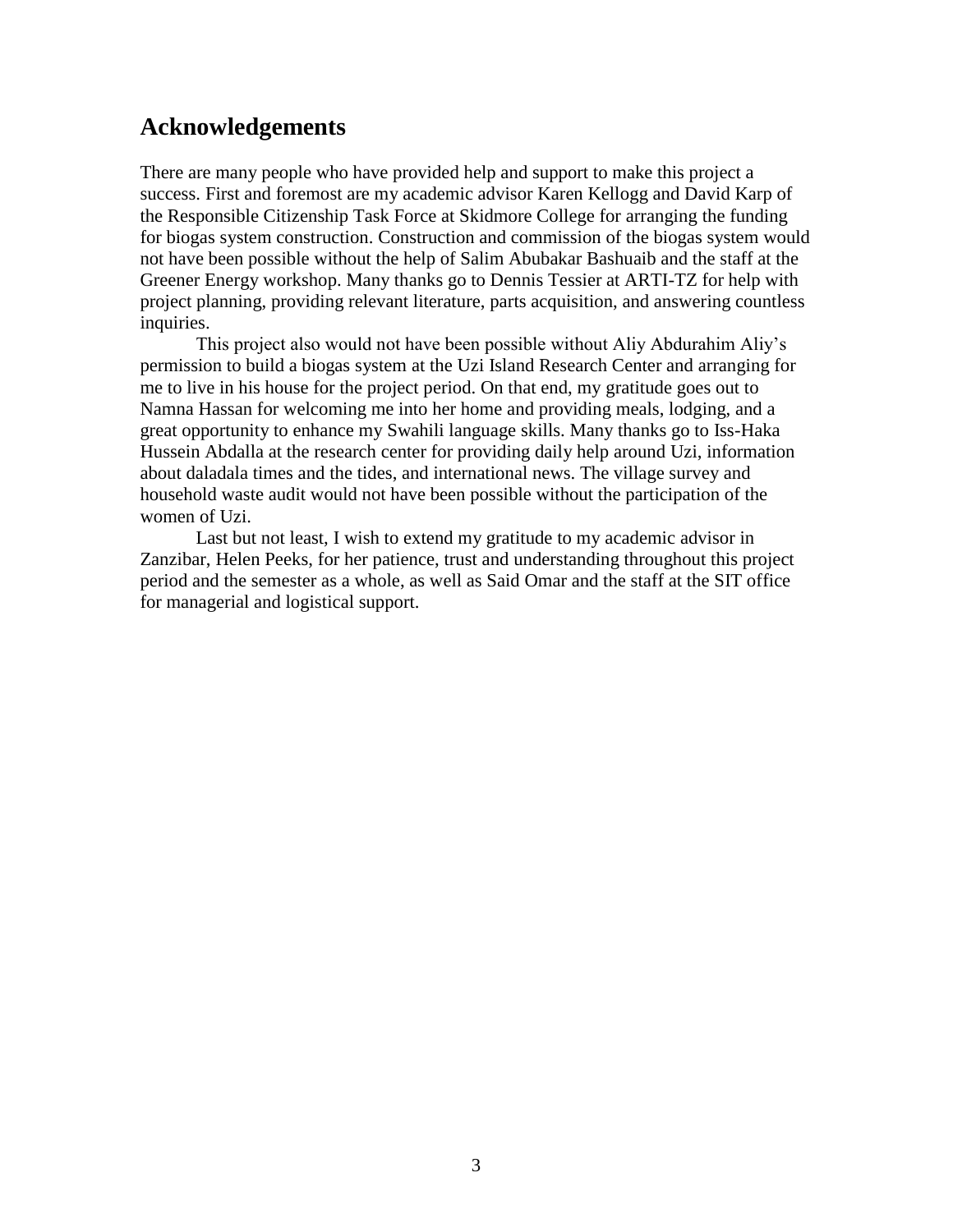## Acknowledgements

There are many people who have provided help and support to make this project a success. First and foremost are my academic advisor Karen Kellogg and David Karp of the Responsible Citizenship Task Force at Skidmore College for arranging the funding for biogas system construction. Construction and commission of the biogas system would not have been possible without the help of Salim Abubakar Bashuaib and the staff at the Greener Energy workshop. Many thanks go to Dennis Tessier at ARTI-TZ for help with project planning, providing relevant literature, parts acquisition, and answering countless inquiries.

This project also would not have been possible without Aliy Abdurahim Aliy's permission to build a biogas system at the Uzi Island Research Center and arranging for me to live in his house for the project period. On that end, my gratitude goes out to Namna Hassan for welcoming me into her home and providing meals, lodging, and a great opportunity to enhance my Swahili language skills. Many thanks go to Iss-Haka Hussein Abdalla at the research center for providing daily help around Uzi, information about daladala times and the tides, and international news. The village survey and household waste audit would not have been possible without the participation of the women of Uzi.

Last but not least, I wish to extend my gratitude to my academic advisor in Zanzibar, Helen Peeks, for her patience, trust and understanding throughout this project period and the semester as a whole, as well as Said Omar and the staff at the SIT office for managerial and logistical support.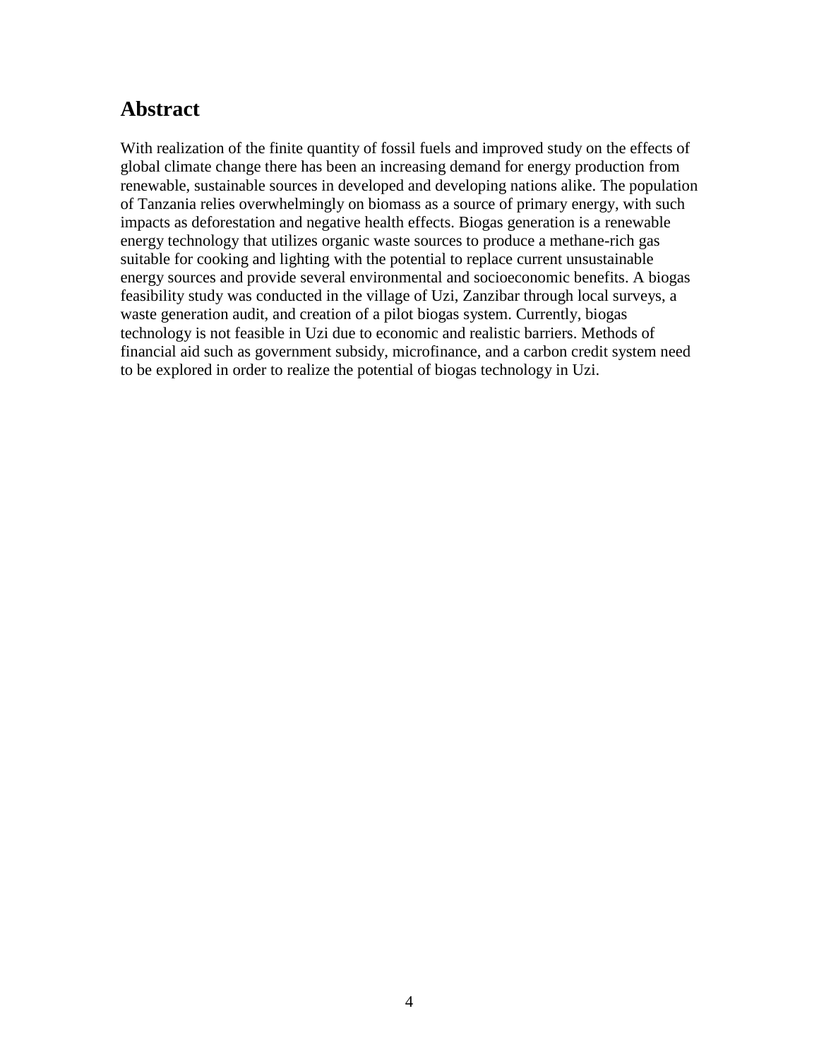## Abstract

With realization of the finite quantity of fossil fuels and improved study on the effects of global climate change there has been an increasing demand for energy production from renewable, sustainable sources in developed and developing nations alike. The population of Tanzania relies overwhelmingly on biomass as a source of primary energy, with such impacts as deforestation and negative health effects. Biogas generation is a renewable energy technology that utilizes organic waste sources to produce a methane-rich gas suitable for cooking and lighting with the potential to replace current unsustainable energy sources and provide several environmental and socioeconomic benefits. A biogas feasibility study was conducted in the village of Uzi, Zanzibar through local surveys, a waste generation audit, and creation of a pilot biogas system. Currently, biogas technology is not feasible in Uzi due to economic and realistic barriers. Methods of financial aid such as government subsidy, microfinance, and a carbon credit system need to be explored in order to realize the potential of biogas technology in Uzi.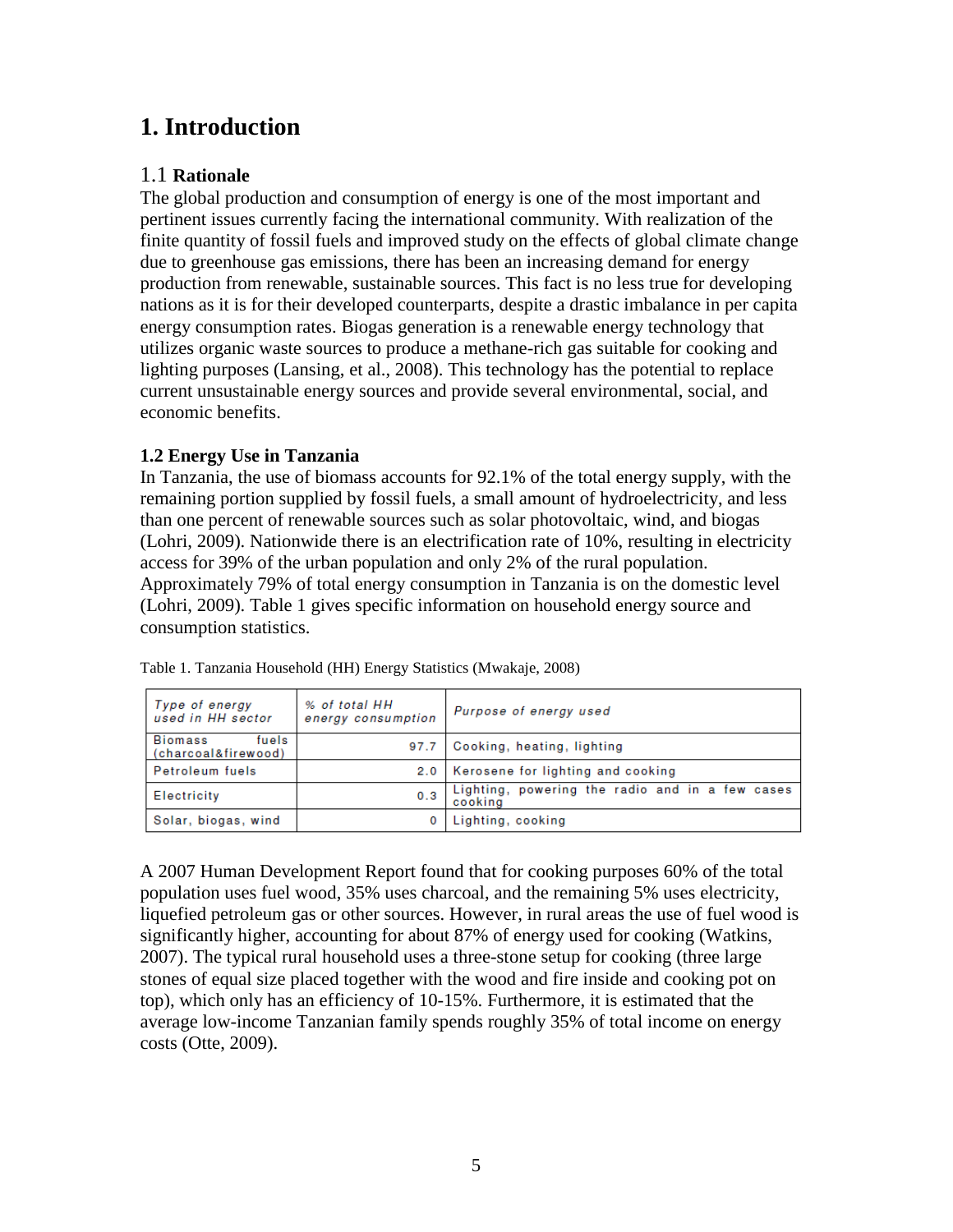# 1. Introduction

## 1.1 **Rationale**

The global production and consumption of energy is one of the most important and pertinent issues currently facing the international community. With realization of the finite quantity of fossil fuels and improved study on the effects of global climate change due to greenhouse gas emissions, there has been an increasing demand for energy production from renewable, sustainable sources. This fact is no less true for developing nations as it is for their developed counterparts, despite a drastic imbalance in per capita energy consumption rates. Biogas generation is a renewable energy technology that utilizes organic waste sources to produce a methane-rich gas suitable for cooking and lighting purposes (Lansing, et al., 2008). This technology has the potential to replace current unsustainable energy sources and provide several environmental, social, and economic benefits.

### 1.2 Energy Use in Tanzania

In Tanzania, the use of biomass accounts for 92.1% of the total energy supply, with the remaining portion supplied by fossil fuels, a small amount of hydroelectricity, and less than one percent of renewable sources such as solar photovoltaic, wind, and biogas (Lohri, 2009). Nationwide there is an electrification rate of 10%, resulting in electricity access for 39% of the urban population and only 2% of the rural population. Approximately 79% of total energy consumption in Tanzania is on the domestic level (Lohri, 2009). Table 1 gives specific information on household energy source and consumption statistics.

Table 1. Tanzania Household (HH) Energy Statistics (Mwakaje, 2008)

| *Type of energy used in HH sector* | *% of total HH energy consumption* | *Purpose of energy used* |
|---|---|---|
| Biomass fuels (charcoal&firewood) | 97.7 | Cooking, heating, lighting |
| Petroleum fuels | 2.0 | Kerosene for lighting and cooking |
| Electricity | 0.3 | Lighting, powering the radio and in a few cases cooking |
| Solar, biogas, wind | 0 | Lighting, cooking |

A 2007 Human Development Report found that for cooking purposes 60% of the total population uses fuel wood, 35% uses charcoal, and the remaining 5% uses electricity, liquefied petroleum gas or other sources. However, in rural areas the use of fuel wood is significantly higher, accounting for about 87% of energy used for cooking (Watkins, 2007). The typical rural household uses a three-stone setup for cooking (three large stones of equal size placed together with the wood and fire inside and cooking pot on top), which only has an efficiency of 10-15%. Furthermore, it is estimated that the average low-income Tanzanian family spends roughly 35% of total income on energy costs (Otte, 2009).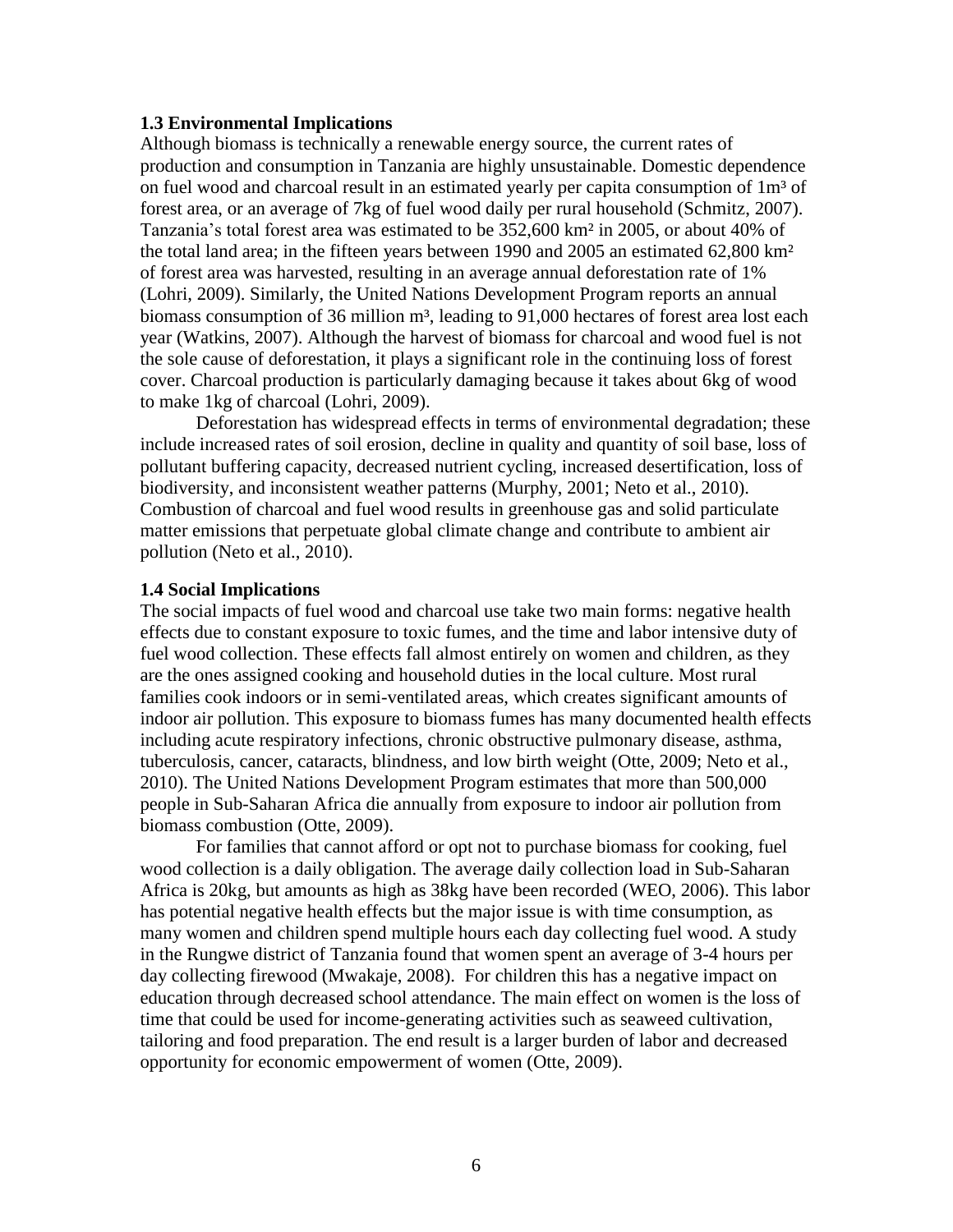### 1.3 Environmental Implications

Although biomass is technically a renewable energy source, the current rates of production and consumption in Tanzania are highly unsustainable. Domestic dependence on fuel wood and charcoal result in an estimated yearly per capita consumption of $1m^3$ of forest area, or an average of 7kg of fuel wood daily per rural household (Schmitz, 2007). Tanzania's total forest area was estimated to be 352,600 $km^2$ in 2005, or about 40% of the total land area; in the fifteen years between 1990 and 2005 an estimated 62,800 $km^2$ of forest area was harvested, resulting in an average annual deforestation rate of 1% (Lohri, 2009). Similarly, the United Nations Development Program reports an annual biomass consumption of 36 million $m^3$, leading to 91,000 hectares of forest area lost each year (Watkins, 2007). Although the harvest of biomass for charcoal and wood fuel is not the sole cause of deforestation, it plays a significant role in the continuing loss of forest cover. Charcoal production is particularly damaging because it takes about 6kg of wood to make 1kg of charcoal (Lohri, 2009).

Deforestation has widespread effects in terms of environmental degradation; these include increased rates of soil erosion, decline in quality and quantity of soil base, loss of pollutant buffering capacity, decreased nutrient cycling, increased desertification, loss of biodiversity, and inconsistent weather patterns (Murphy, 2001; Neto et al., 2010). Combustion of charcoal and fuel wood results in greenhouse gas and solid particulate matter emissions that perpetuate global climate change and contribute to ambient air pollution (Neto et al., 2010).

### 1.4 Social Implications

The social impacts of fuel wood and charcoal use take two main forms: negative health effects due to constant exposure to toxic fumes, and the time and labor intensive duty of fuel wood collection. These effects fall almost entirely on women and children, as they are the ones assigned cooking and household duties in the local culture. Most rural families cook indoors or in semi-ventilated areas, which creates significant amounts of indoor air pollution. This exposure to biomass fumes has many documented health effects including acute respiratory infections, chronic obstructive pulmonary disease, asthma, tuberculosis, cancer, cataracts, blindness, and low birth weight (Otte, 2009; Neto et al., 2010). The United Nations Development Program estimates that more than 500,000 people in Sub-Saharan Africa die annually from exposure to indoor air pollution from biomass combustion (Otte, 2009).

For families that cannot afford or opt not to purchase biomass for cooking, fuel wood collection is a daily obligation. The average daily collection load in Sub-Saharan Africa is 20kg, but amounts as high as 38kg have been recorded (WEO, 2006). This labor has potential negative health effects but the major issue is with time consumption, as many women and children spend multiple hours each day collecting fuel wood. A study in the Rungwe district of Tanzania found that women spent an average of 3-4 hours per day collecting firewood (Mwakaje, 2008). For children this has a negative impact on education through decreased school attendance. The main effect on women is the loss of time that could be used for income-generating activities such as seaweed cultivation, tailoring and food preparation. The end result is a larger burden of labor and decreased opportunity for economic empowerment of women (Otte, 2009).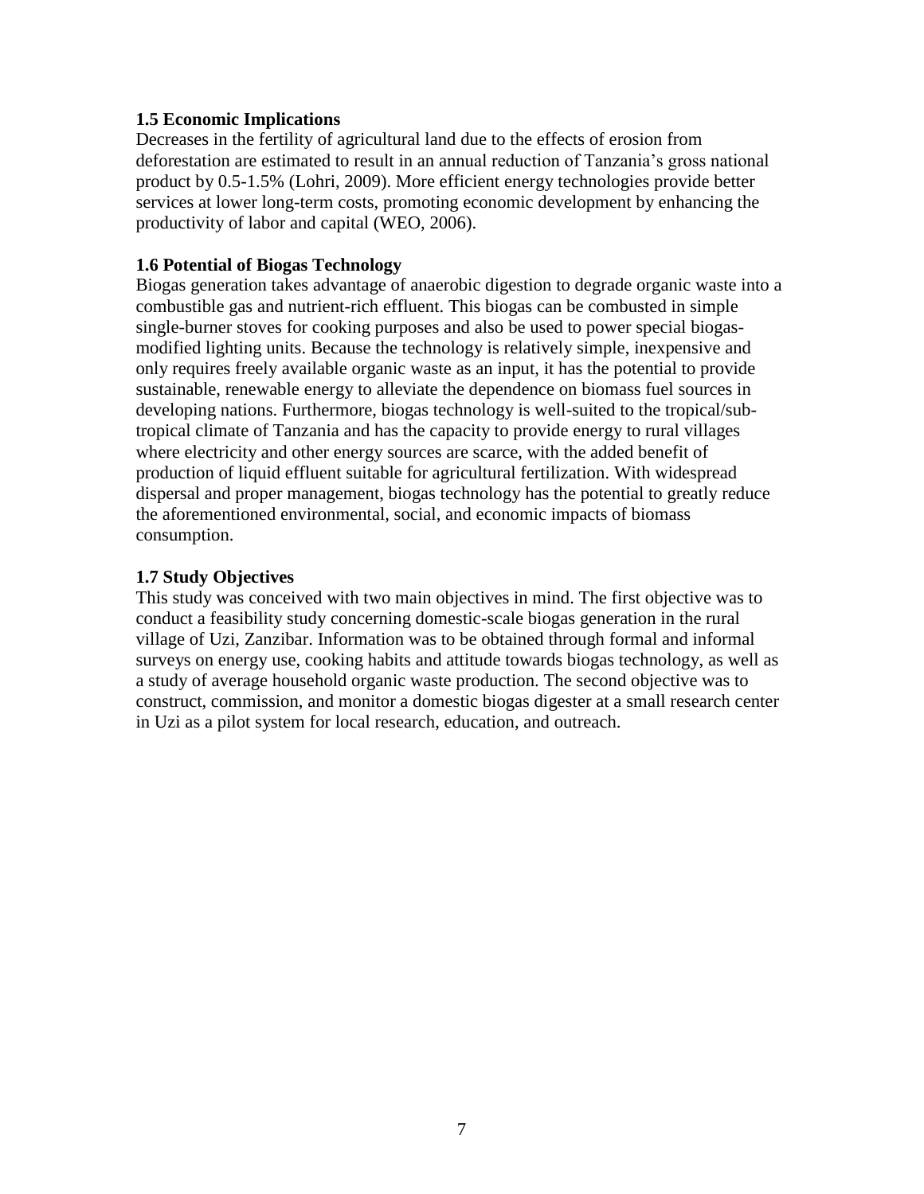### 1.5 Economic Implications

Decreases in the fertility of agricultural land due to the effects of erosion from deforestation are estimated to result in an annual reduction of Tanzania's gross national product by 0.5-1.5% (Lohri, 2009). More efficient energy technologies provide better services at lower long-term costs, promoting economic development by enhancing the productivity of labor and capital (WEO, 2006).

### 1.6 Potential of Biogas Technology

Biogas generation takes advantage of anaerobic digestion to degrade organic waste into a combustible gas and nutrient-rich effluent. This biogas can be combusted in simple single-burner stoves for cooking purposes and also be used to power special biogas-modified lighting units. Because the technology is relatively simple, inexpensive and only requires freely available organic waste as an input, it has the potential to provide sustainable, renewable energy to alleviate the dependence on biomass fuel sources in developing nations. Furthermore, biogas technology is well-suited to the tropical/sub-tropical climate of Tanzania and has the capacity to provide energy to rural villages where electricity and other energy sources are scarce, with the added benefit of production of liquid effluent suitable for agricultural fertilization. With widespread dispersal and proper management, biogas technology has the potential to greatly reduce the aforementioned environmental, social, and economic impacts of biomass consumption.

### 1.7 Study Objectives

This study was conceived with two main objectives in mind. The first objective was to conduct a feasibility study concerning domestic-scale biogas generation in the rural village of Uzi, Zanzibar. Information was to be obtained through formal and informal surveys on energy use, cooking habits and attitude towards biogas technology, as well as a study of average household organic waste production. The second objective was to construct, commission, and monitor a domestic biogas digester at a small research center in Uzi as a pilot system for local research, education, and outreach.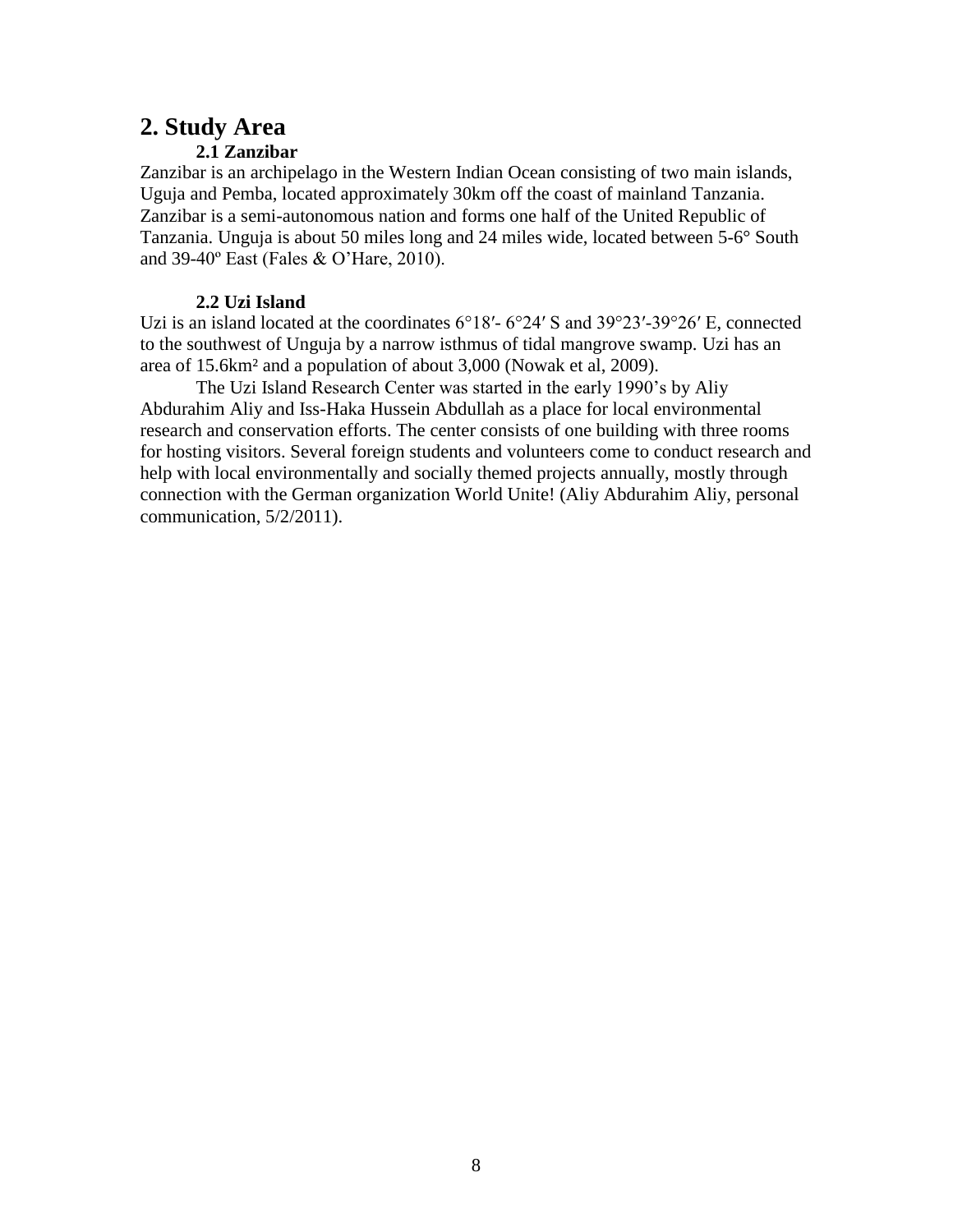# 2. Study Area

## 2.1 Zanzibar

Zanzibar is an archipelago in the Western Indian Ocean consisting of two main islands, Uguja and Pemba, located approximately 30km off the coast of mainland Tanzania. Zanzibar is a semi-autonomous nation and forms one half of the United Republic of Tanzania. Unguja is about 50 miles long and 24 miles wide, located between 5-6° South and 39-40º East (Fales & O'Hare, 2010).

## 2.2 Uzi Island

Uzi is an island located at the coordinates 6°18′- 6°24′ S and 39°23′-39°26′ E, connected to the southwest of Unguja by a narrow isthmus of tidal mangrove swamp. Uzi has an area of 15.6km² and a population of about 3,000 (Nowak et al, 2009).

The Uzi Island Research Center was started in the early 1990's by Aliy Abdurahim Aliy and Iss-Haka Hussein Abdullah as a place for local environmental research and conservation efforts. The center consists of one building with three rooms for hosting visitors. Several foreign students and volunteers come to conduct research and help with local environmentally and socially themed projects annually, mostly through connection with the German organization World Unite! (Aliy Abdurahim Aliy, personal communication, 5/2/2011).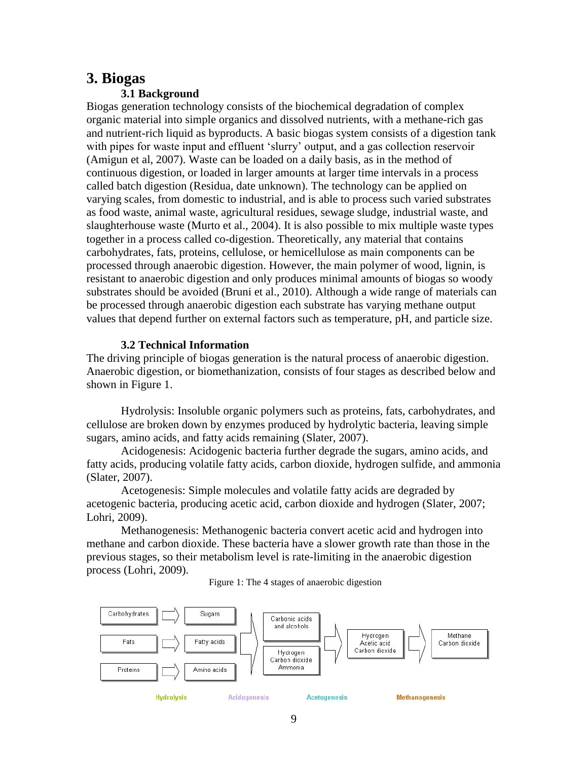# 3. Biogas

## 3.1 Background

Biogas generation technology consists of the biochemical degradation of complex organic material into simple organics and dissolved nutrients, with a methane-rich gas and nutrient-rich liquid as byproducts. A basic biogas system consists of a digestion tank with pipes for waste input and effluent 'slurry' output, and a gas collection reservoir (Amigun et al, 2007). Waste can be loaded on a daily basis, as in the method of continuous digestion, or loaded in larger amounts at larger time intervals in a process called batch digestion (Residua, date unknown). The technology can be applied on varying scales, from domestic to industrial, and is able to process such varied substrates as food waste, animal waste, agricultural residues, sewage sludge, industrial waste, and slaughterhouse waste (Murto et al., 2004). It is also possible to mix multiple waste types together in a process called co-digestion. Theoretically, any material that contains carbohydrates, fats, proteins, cellulose, or hemicellulose as main components can be processed through anaerobic digestion. However, the main polymer of wood, lignin, is resistant to anaerobic digestion and only produces minimal amounts of biogas so woody substrates should be avoided (Bruni et al., 2010). Although a wide range of materials can be processed through anaerobic digestion each substrate has varying methane output values that depend further on external factors such as temperature, pH, and particle size.

## 3.2 Technical Information

The driving principle of biogas generation is the natural process of anaerobic digestion. Anaerobic digestion, or biomethanization, consists of four stages as described below and shown in Figure 1.

Hydrolysis: Insoluble organic polymers such as proteins, fats, carbohydrates, and cellulose are broken down by enzymes produced by hydrolytic bacteria, leaving simple sugars, amino acids, and fatty acids remaining (Slater, 2007).

Acidogenesis: Acidogenic bacteria further degrade the sugars, amino acids, and fatty acids, producing volatile fatty acids, carbon dioxide, hydrogen sulfide, and ammonia (Slater, 2007).

Acetogenesis: Simple molecules and volatile fatty acids are degraded by acetogenic bacteria, producing acetic acid, carbon dioxide and hydrogen (Slater, 2007; Lohri, 2009).

Methanogenesis: Methanogenic bacteria convert acetic acid and hydrogen into methane and carbon dioxide. These bacteria have a slower growth rate than those in the previous stages, so their metabolism level is rate-limiting in the anaerobic digestion process (Lohri, 2009).

Figure 1: The 4 stages of anaerobic digestion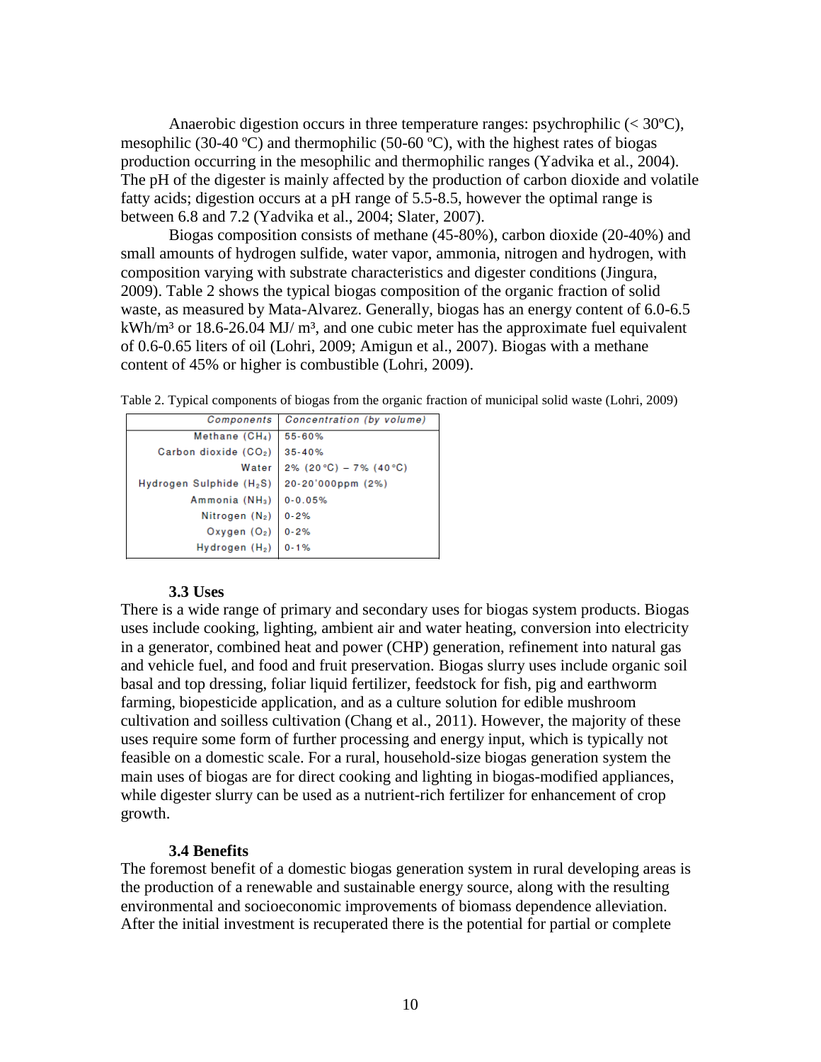Anaerobic digestion occurs in three temperature ranges: psychrophilic (< 30ºC), mesophilic (30-40 ºC) and thermophilic (50-60 ºC), with the highest rates of biogas production occurring in the mesophilic and thermophilic ranges (Yadvika et al., 2004). The pH of the digester is mainly affected by the production of carbon dioxide and volatile fatty acids; digestion occurs at a pH range of 5.5-8.5, however the optimal range is between 6.8 and 7.2 (Yadvika et al., 2004; Slater, 2007).

Biogas composition consists of methane (45-80%), carbon dioxide (20-40%) and small amounts of hydrogen sulfide, water vapor, ammonia, nitrogen and hydrogen, with composition varying with substrate characteristics and digester conditions (Jingura, 2009). Table 2 shows the typical biogas composition of the organic fraction of solid waste, as measured by Mata-Alvarez. Generally, biogas has an energy content of 6.0-6.5 kWh/m³ or 18.6-26.04 MJ/ m³, and one cubic meter has the approximate fuel equivalent of 0.6-0.65 liters of oil (Lohri, 2009; Amigun et al., 2007). Biogas with a methane content of 45% or higher is combustible (Lohri, 2009).

Table 2. Typical components of biogas from the organic fraction of municipal solid waste (Lohri, 2009)

| Components | Concentration (by volume) |
|---|---|
| Methane ($CH_4$) | 55-60% |
| Carbon dioxide ($CO_2$) | 35-40% |
| Water | 2% (20 °C) – 7% (40 °C) |
| Hydrogen Sulphide ($H_2S$) | 20-20'000ppm (2%) |
| Ammonia ($NH_3$) | 0-0.05% |
| Nitrogen ($N_2$) | 0-2% |
| Oxygen ($O_2$) | 0-2% |
| Hydrogen ($H_2$) | 0-1% |

### 3.3 Uses

There is a wide range of primary and secondary uses for biogas system products. Biogas uses include cooking, lighting, ambient air and water heating, conversion into electricity in a generator, combined heat and power (CHP) generation, refinement into natural gas and vehicle fuel, and food and fruit preservation. Biogas slurry uses include organic soil basal and top dressing, foliar liquid fertilizer, feedstock for fish, pig and earthworm farming, biopesticide application, and as a culture solution for edible mushroom cultivation and soilless cultivation (Chang et al., 2011). However, the majority of these uses require some form of further processing and energy input, which is typically not feasible on a domestic scale. For a rural, household-size biogas generation system the main uses of biogas are for direct cooking and lighting in biogas-modified appliances, while digester slurry can be used as a nutrient-rich fertilizer for enhancement of crop growth.

### 3.4 Benefits

The foremost benefit of a domestic biogas generation system in rural developing areas is the production of a renewable and sustainable energy source, along with the resulting environmental and socioeconomic improvements of biomass dependence alleviation. After the initial investment is recuperated there is the potential for partial or complete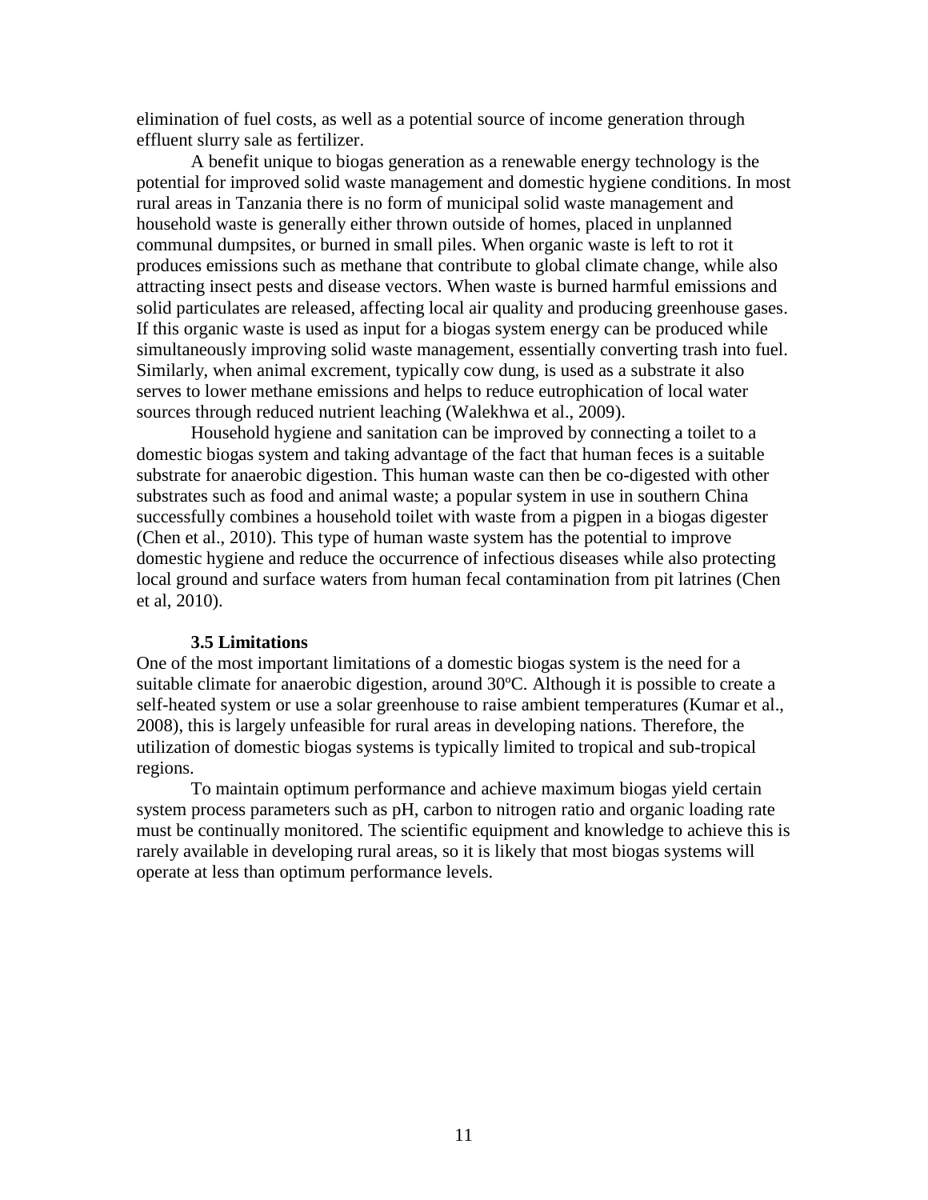elimination of fuel costs, as well as a potential source of income generation through effluent slurry sale as fertilizer.

A benefit unique to biogas generation as a renewable energy technology is the potential for improved solid waste management and domestic hygiene conditions. In most rural areas in Tanzania there is no form of municipal solid waste management and household waste is generally either thrown outside of homes, placed in unplanned communal dumpsites, or burned in small piles. When organic waste is left to rot it produces emissions such as methane that contribute to global climate change, while also attracting insect pests and disease vectors. When waste is burned harmful emissions and solid particulates are released, affecting local air quality and producing greenhouse gases. If this organic waste is used as input for a biogas system energy can be produced while simultaneously improving solid waste management, essentially converting trash into fuel. Similarly, when animal excrement, typically cow dung, is used as a substrate it also serves to lower methane emissions and helps to reduce eutrophication of local water sources through reduced nutrient leaching (Walekhwa et al., 2009).

Household hygiene and sanitation can be improved by connecting a toilet to a domestic biogas system and taking advantage of the fact that human feces is a suitable substrate for anaerobic digestion. This human waste can then be co-digested with other substrates such as food and animal waste; a popular system in use in southern China successfully combines a household toilet with waste from a pigpen in a biogas digester (Chen et al., 2010). This type of human waste system has the potential to improve domestic hygiene and reduce the occurrence of infectious diseases while also protecting local ground and surface waters from human fecal contamination from pit latrines (Chen et al, 2010).

### 3.5 Limitations

One of the most important limitations of a domestic biogas system is the need for a suitable climate for anaerobic digestion, around 30ºC. Although it is possible to create a self-heated system or use a solar greenhouse to raise ambient temperatures (Kumar et al., 2008), this is largely unfeasible for rural areas in developing nations. Therefore, the utilization of domestic biogas systems is typically limited to tropical and sub-tropical regions.

To maintain optimum performance and achieve maximum biogas yield certain system process parameters such as pH, carbon to nitrogen ratio and organic loading rate must be continually monitored. The scientific equipment and knowledge to achieve this is rarely available in developing rural areas, so it is likely that most biogas systems will operate at less than optimum performance levels.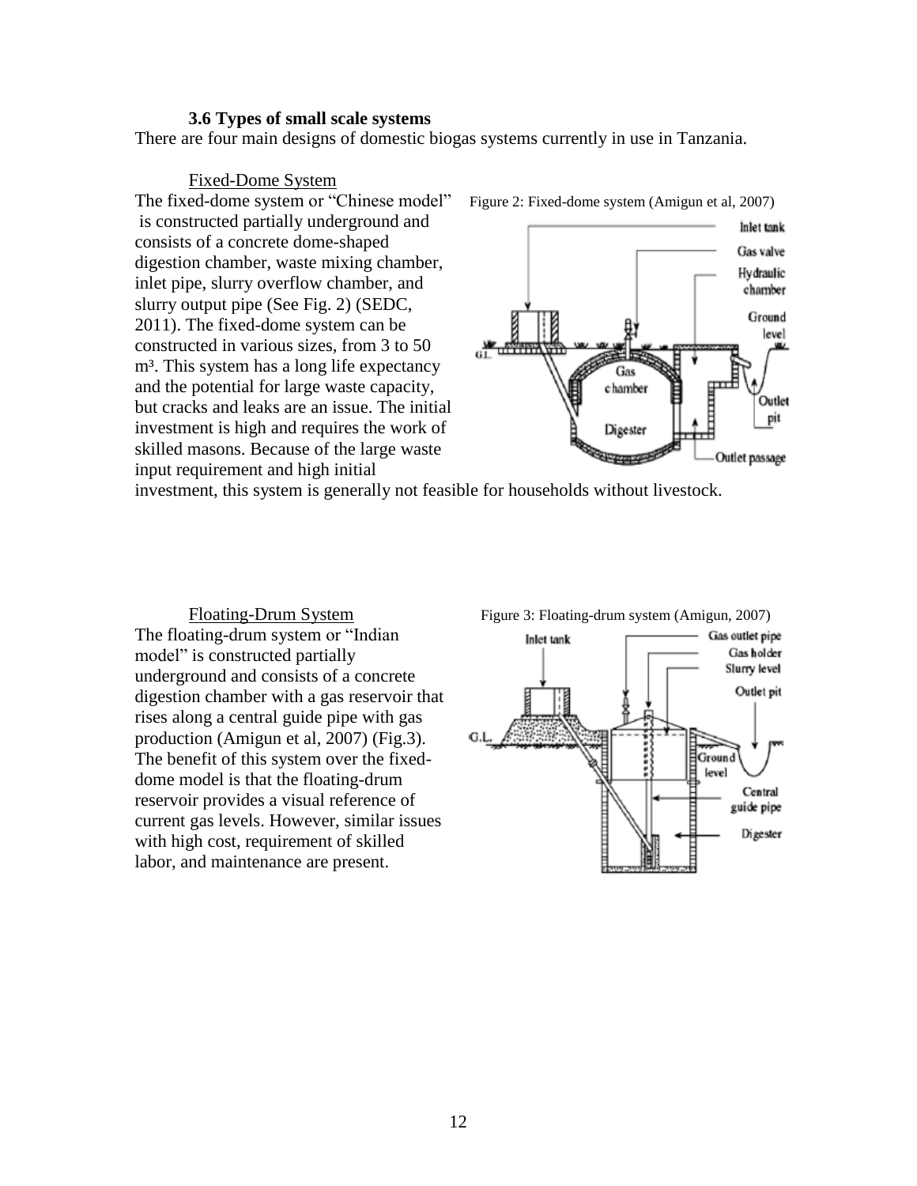### 3.6 Types of small scale systems

There are four main designs of domestic biogas systems currently in use in Tanzania.

Fixed-Dome System

The fixed-dome system or "Chinese model" is constructed partially underground and consists of a concrete dome-shaped digestion chamber, waste mixing chamber, inlet pipe, slurry overflow chamber, and slurry output pipe (See Fig. 2) (SEDC, 2011). The fixed-dome system can be constructed in various sizes, from 3 to 50 $m^3$. This system has a long life expectancy and the potential for large waste capacity, but cracks and leaks are an issue. The initial investment is high and requires the work of skilled masons. Because of the large waste input requirement and high initial investment, this system is generally not feasible for households without livestock.

Figure 2: Fixed-dome system (Amigun et al, 2007)

Floating-Drum System

The floating-drum system or "Indian model" is constructed partially underground and consists of a concrete digestion chamber with a gas reservoir that rises along a central guide pipe with gas production (Amigun et al, 2007) (Fig.3). The benefit of this system over the fixed-dome model is that the floating-drum reservoir provides a visual reference of current gas levels. However, similar issues with high cost, requirement of skilled labor, and maintenance are present.

Figure 3: Floating-drum system (Amigun, 2007)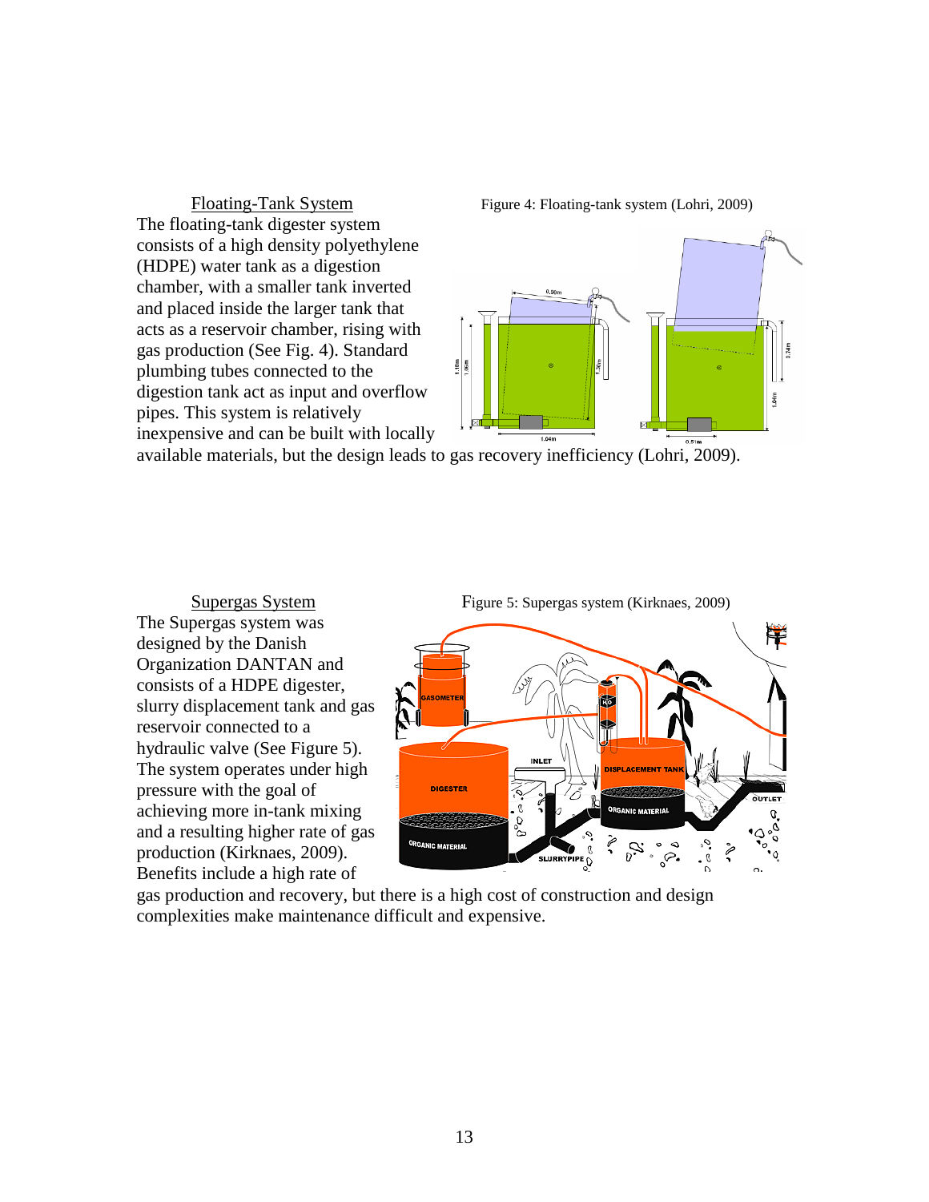Floating-Tank System

The floating-tank digester system consists of a high density polyethylene (HDPE) water tank as a digestion chamber, with a smaller tank inverted and placed inside the larger tank that acts as a reservoir chamber, rising with gas production (See Fig. 4). Standard plumbing tubes connected to the digestion tank act as input and overflow pipes. This system is relatively inexpensive and can be built with locally available materials, but the design leads to gas recovery inefficiency (Lohri, 2009).

Figure 4: Floating-tank system (Lohri, 2009)

Supergas System

The Supergas system was designed by the Danish Organization DANTAN and consists of a HDPE digester, slurry displacement tank and gas reservoir connected to a hydraulic valve (See Figure 5). The system operates under high pressure with the goal of achieving more in-tank mixing and a resulting higher rate of gas production (Kirknaes, 2009). Benefits include a high rate of gas production and recovery, but there is a high cost of construction and design complexities make maintenance difficult and expensive.

Figure 5: Supergas system (Kirknaes, 2009)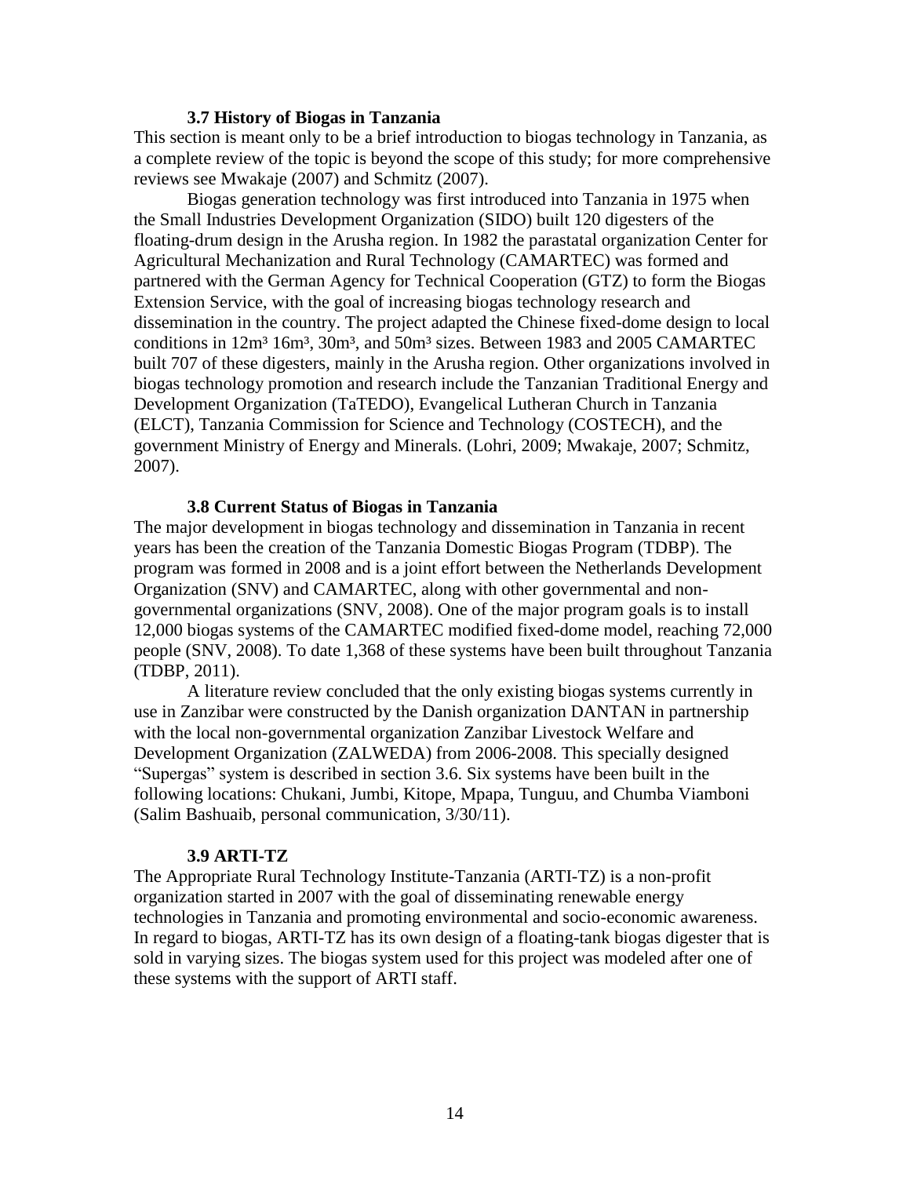### 3.7 History of Biogas in Tanzania

This section is meant only to be a brief introduction to biogas technology in Tanzania, as a complete review of the topic is beyond the scope of this study; for more comprehensive reviews see Mwakaje (2007) and Schmitz (2007).

Biogas generation technology was first introduced into Tanzania in 1975 when the Small Industries Development Organization (SIDO) built 120 digesters of the floating-drum design in the Arusha region. In 1982 the parastatal organization Center for Agricultural Mechanization and Rural Technology (CAMARTEC) was formed and partnered with the German Agency for Technical Cooperation (GTZ) to form the Biogas Extension Service, with the goal of increasing biogas technology research and dissemination in the country. The project adapted the Chinese fixed-dome design to local conditions in $12m^3$ $16m^3$, $30m^3$, and $50m^3$ sizes. Between 1983 and 2005 CAMARTEC built 707 of these digesters, mainly in the Arusha region. Other organizations involved in biogas technology promotion and research include the Tanzanian Traditional Energy and Development Organization (TaTEDO), Evangelical Lutheran Church in Tanzania (ELCT), Tanzania Commission for Science and Technology (COSTECH), and the government Ministry of Energy and Minerals. (Lohri, 2009; Mwakaje, 2007; Schmitz, 2007).

### 3.8 Current Status of Biogas in Tanzania

The major development in biogas technology and dissemination in Tanzania in recent years has been the creation of the Tanzania Domestic Biogas Program (TDBP). The program was formed in 2008 and is a joint effort between the Netherlands Development Organization (SNV) and CAMARTEC, along with other governmental and non-governmental organizations (SNV, 2008). One of the major program goals is to install 12,000 biogas systems of the CAMARTEC modified fixed-dome model, reaching 72,000 people (SNV, 2008). To date 1,368 of these systems have been built throughout Tanzania (TDBP, 2011).

A literature review concluded that the only existing biogas systems currently in use in Zanzibar were constructed by the Danish organization DANTAN in partnership with the local non-governmental organization Zanzibar Livestock Welfare and Development Organization (ZALWEDA) from 2006-2008. This specially designed "Supergas" system is described in section 3.6. Six systems have been built in the following locations: Chukani, Jumbi, Kitope, Mpapa, Tunguu, and Chumba Viamboni (Salim Bashuaib, personal communication, 3/30/11).

### 3.9 ARTI-TZ

The Appropriate Rural Technology Institute-Tanzania (ARTI-TZ) is a non-profit organization started in 2007 with the goal of disseminating renewable energy technologies in Tanzania and promoting environmental and socio-economic awareness. In regard to biogas, ARTI-TZ has its own design of a floating-tank biogas digester that is sold in varying sizes. The biogas system used for this project was modeled after one of these systems with the support of ARTI staff.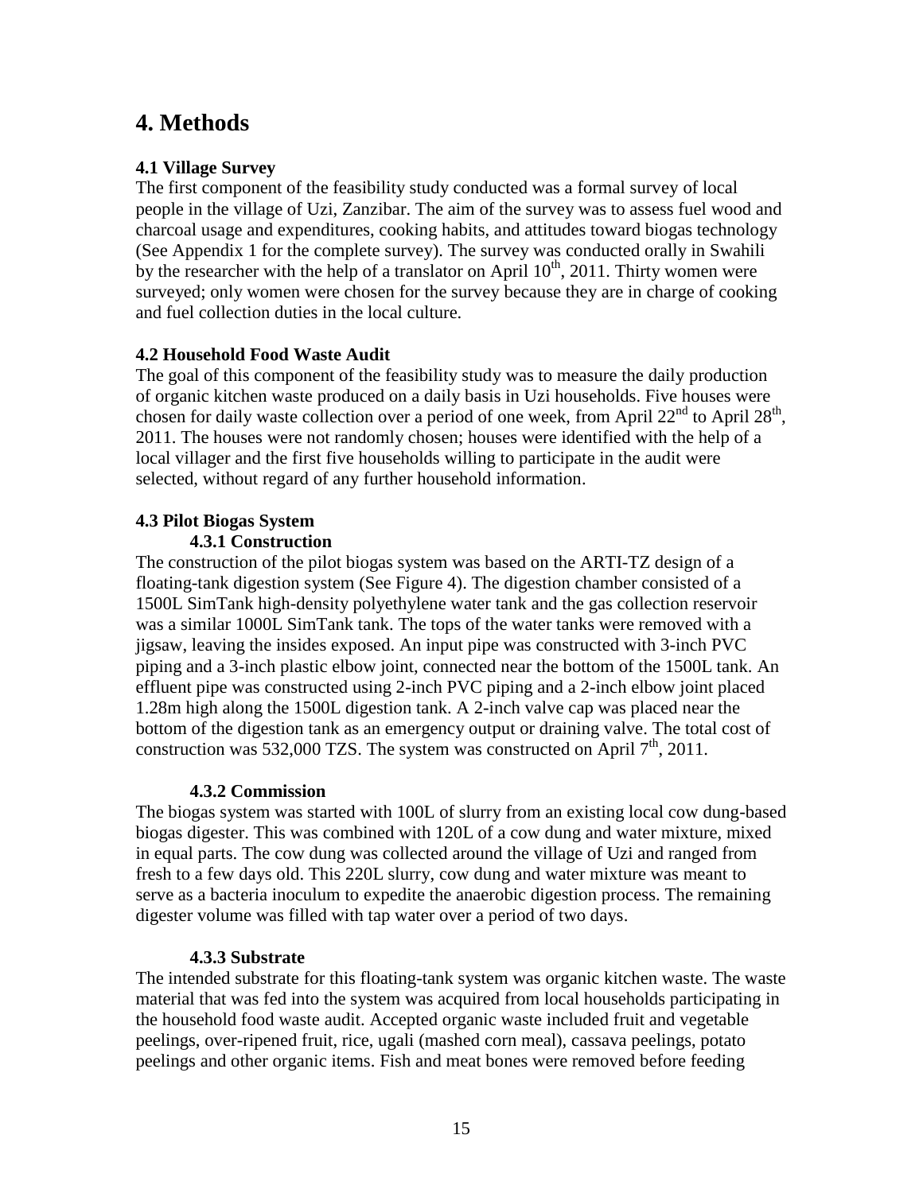# 4. Methods

### 4.1 Village Survey

The first component of the feasibility study conducted was a formal survey of local people in the village of Uzi, Zanzibar. The aim of the survey was to assess fuel wood and charcoal usage and expenditures, cooking habits, and attitudes toward biogas technology (See Appendix 1 for the complete survey). The survey was conducted orally in Swahili by the researcher with the help of a translator on April 10th, 2011. Thirty women were surveyed; only women were chosen for the survey because they are in charge of cooking and fuel collection duties in the local culture.

### 4.2 Household Food Waste Audit

The goal of this component of the feasibility study was to measure the daily production of organic kitchen waste produced on a daily basis in Uzi households. Five houses were chosen for daily waste collection over a period of one week, from April 22nd to April 28th, 2011. The houses were not randomly chosen; houses were identified with the help of a local villager and the first five households willing to participate in the audit were selected, without regard of any further household information.

### 4.3 Pilot Biogas System

#### 4.3.1 Construction

The construction of the pilot biogas system was based on the ARTI-TZ design of a floating-tank digestion system (See Figure 4). The digestion chamber consisted of a 1500L SimTank high-density polyethylene water tank and the gas collection reservoir was a similar 1000L SimTank tank. The tops of the water tanks were removed with a jigsaw, leaving the insides exposed. An input pipe was constructed with 3-inch PVC piping and a 3-inch plastic elbow joint, connected near the bottom of the 1500L tank. An effluent pipe was constructed using 2-inch PVC piping and a 2-inch elbow joint placed 1.28m high along the 1500L digestion tank. A 2-inch valve cap was placed near the bottom of the digestion tank as an emergency output or draining valve. The total cost of construction was 532,000 TZS. The system was constructed on April 7th, 2011.

#### 4.3.2 Commission

The biogas system was started with 100L of slurry from an existing local cow dung-based biogas digester. This was combined with 120L of a cow dung and water mixture, mixed in equal parts. The cow dung was collected around the village of Uzi and ranged from fresh to a few days old. This 220L slurry, cow dung and water mixture was meant to serve as a bacteria inoculum to expedite the anaerobic digestion process. The remaining digester volume was filled with tap water over a period of two days.

#### 4.3.3 Substrate

The intended substrate for this floating-tank system was organic kitchen waste. The waste material that was fed into the system was acquired from local households participating in the household food waste audit. Accepted organic waste included fruit and vegetable peelings, over-ripened fruit, rice, ugali (mashed corn meal), cassava peelings, potato peelings and other organic items. Fish and meat bones were removed before feeding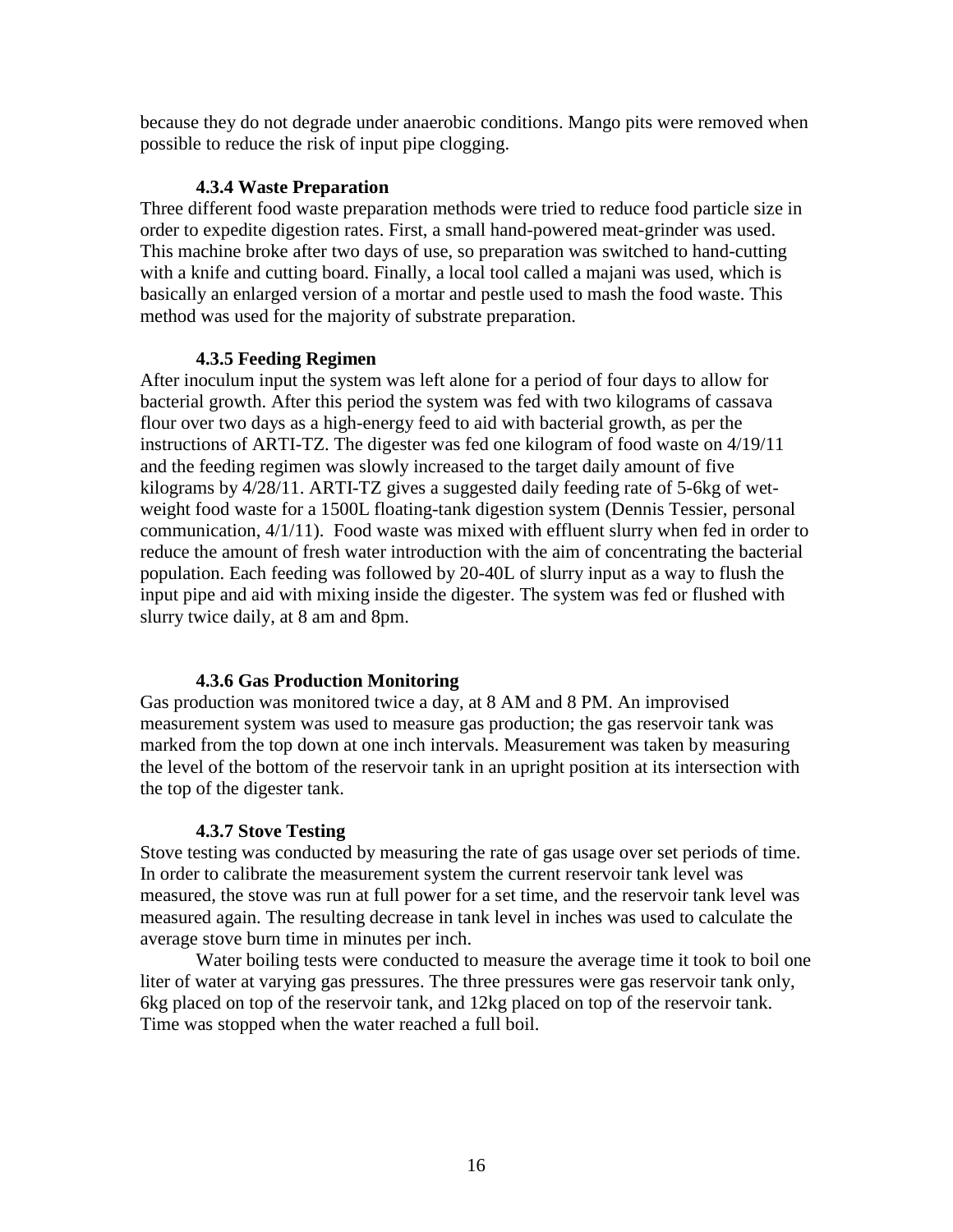because they do not degrade under anaerobic conditions. Mango pits were removed when possible to reduce the risk of input pipe clogging.

#### 4.3.4 Waste Preparation

Three different food waste preparation methods were tried to reduce food particle size in order to expedite digestion rates. First, a small hand-powered meat-grinder was used. This machine broke after two days of use, so preparation was switched to hand-cutting with a knife and cutting board. Finally, a local tool called a majani was used, which is basically an enlarged version of a mortar and pestle used to mash the food waste. This method was used for the majority of substrate preparation.

#### 4.3.5 Feeding Regimen

After inoculum input the system was left alone for a period of four days to allow for bacterial growth. After this period the system was fed with two kilograms of cassava flour over two days as a high-energy feed to aid with bacterial growth, as per the instructions of ARTI-TZ. The digester was fed one kilogram of food waste on 4/19/11 and the feeding regimen was slowly increased to the target daily amount of five kilograms by 4/28/11. ARTI-TZ gives a suggested daily feeding rate of 5-6kg of wet-weight food waste for a 1500L floating-tank digestion system (Dennis Tessier, personal communication, 4/1/11). Food waste was mixed with effluent slurry when fed in order to reduce the amount of fresh water introduction with the aim of concentrating the bacterial population. Each feeding was followed by 20-40L of slurry input as a way to flush the input pipe and aid with mixing inside the digester. The system was fed or flushed with slurry twice daily, at 8 am and 8pm.

#### 4.3.6 Gas Production Monitoring

Gas production was monitored twice a day, at 8 AM and 8 PM. An improvised measurement system was used to measure gas production; the gas reservoir tank was marked from the top down at one inch intervals. Measurement was taken by measuring the level of the bottom of the reservoir tank in an upright position at its intersection with the top of the digester tank.

#### 4.3.7 Stove Testing

Stove testing was conducted by measuring the rate of gas usage over set periods of time. In order to calibrate the measurement system the current reservoir tank level was measured, the stove was run at full power for a set time, and the reservoir tank level was measured again. The resulting decrease in tank level in inches was used to calculate the average stove burn time in minutes per inch.

Water boiling tests were conducted to measure the average time it took to boil one liter of water at varying gas pressures. The three pressures were gas reservoir tank only, 6kg placed on top of the reservoir tank, and 12kg placed on top of the reservoir tank. Time was stopped when the water reached a full boil.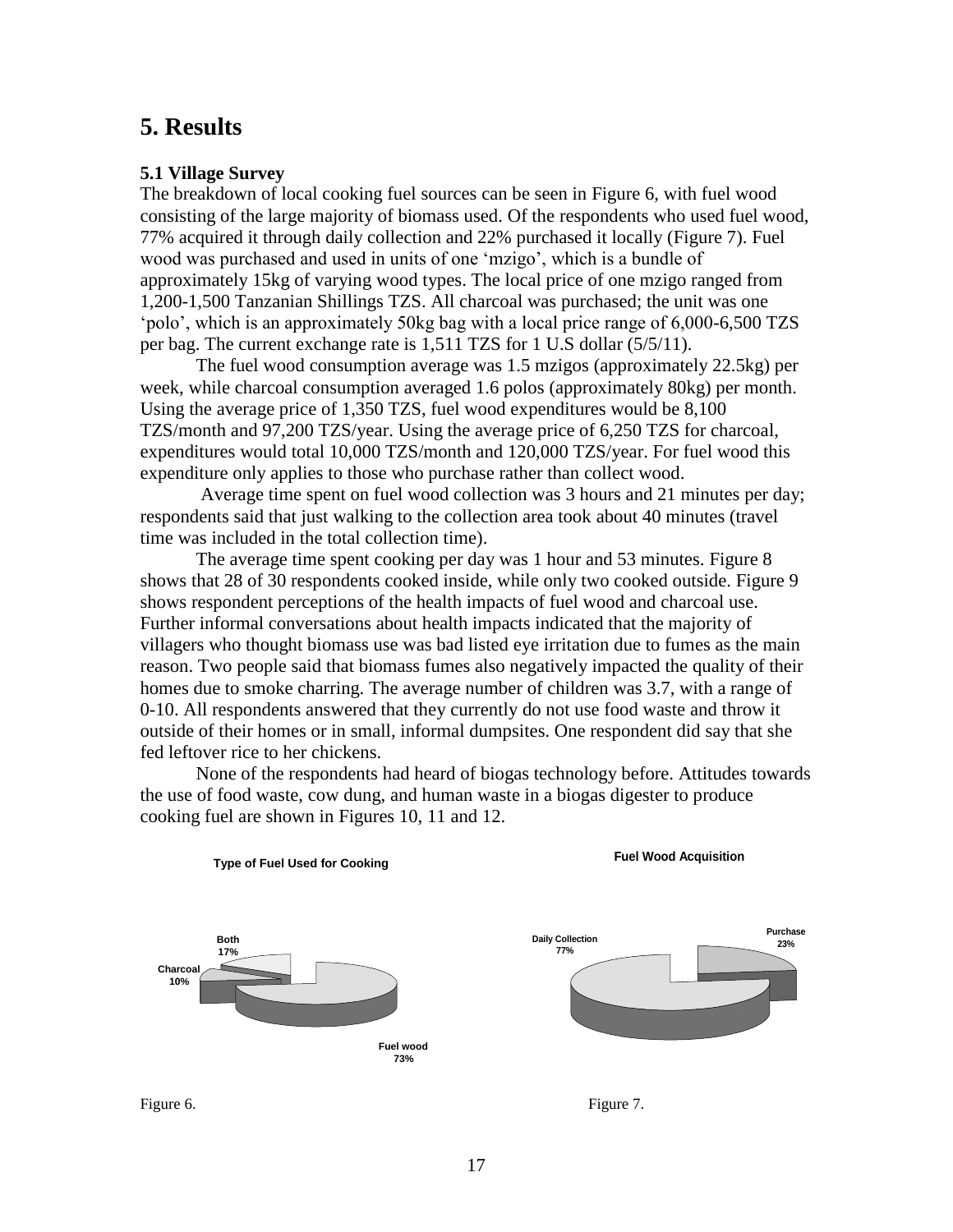# 5. Results

### 5.1 Village Survey

The breakdown of local cooking fuel sources can be seen in Figure 6, with fuel wood consisting of the large majority of biomass used. Of the respondents who used fuel wood, 77% acquired it through daily collection and 22% purchased it locally (Figure 7). Fuel wood was purchased and used in units of one 'mzigo', which is a bundle of approximately 15kg of varying wood types. The local price of one mzigo ranged from 1,200-1,500 Tanzanian Shillings TZS. All charcoal was purchased; the unit was one 'polo', which is an approximately 50kg bag with a local price range of 6,000-6,500 TZS per bag. The current exchange rate is 1,511 TZS for 1 U.S dollar (5/5/11).

The fuel wood consumption average was 1.5 mzigos (approximately 22.5kg) per week, while charcoal consumption averaged 1.6 polos (approximately 80kg) per month. Using the average price of 1,350 TZS, fuel wood expenditures would be 8,100 TZS/month and 97,200 TZS/year. Using the average price of 6,250 TZS for charcoal, expenditures would total 10,000 TZS/month and 120,000 TZS/year. For fuel wood this expenditure only applies to those who purchase rather than collect wood.

Average time spent on fuel wood collection was 3 hours and 21 minutes per day; respondents said that just walking to the collection area took about 40 minutes (travel time was included in the total collection time).

The average time spent cooking per day was 1 hour and 53 minutes. Figure 8 shows that 28 of 30 respondents cooked inside, while only two cooked outside. Figure 9 shows respondent perceptions of the health impacts of fuel wood and charcoal use. Further informal conversations about health impacts indicated that the majority of villagers who thought biomass use was bad listed eye irritation due to fumes as the main reason. Two people said that biomass fumes also negatively impacted the quality of their homes due to smoke charring. The average number of children was 3.7, with a range of 0-10. All respondents answered that they currently do not use food waste and throw it outside of their homes or in small, informal dumpsites. One respondent did say that she fed leftover rice to her chickens.

None of the respondents had heard of biogas technology before. Attitudes towards the use of food waste, cow dung, and human waste in a biogas digester to produce cooking fuel are shown in Figures 10, 11 and 12.

**Type of Fuel Used for Cooking**

Both 17%; Charcoal 10%; Fuel wood 73%

Figure 6.

**Fuel Wood Acquisition**

Daily Collection 77%; Purchase 23%

Figure 7.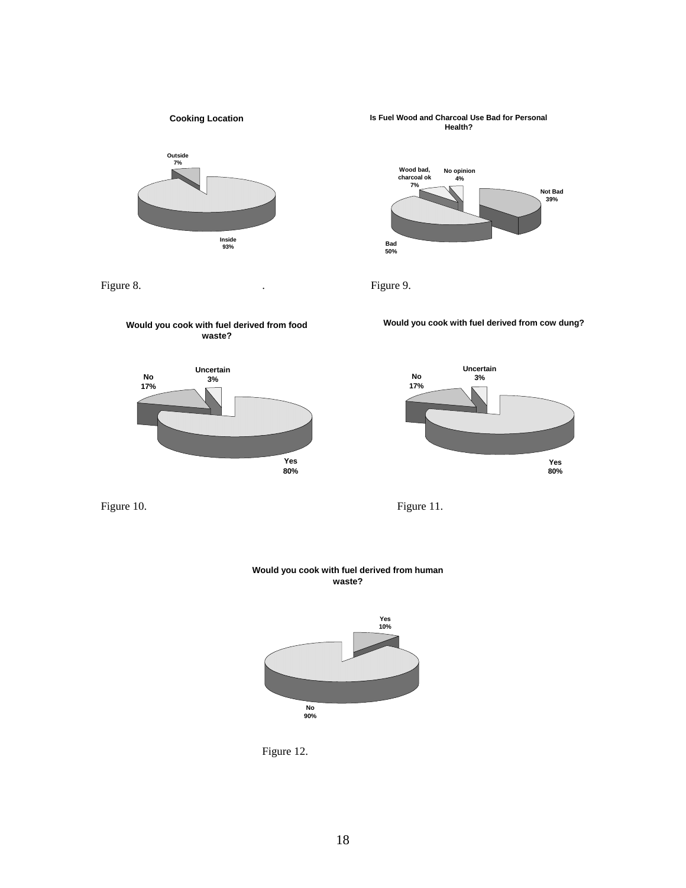**Cooking Location**

Outside 7%

Inside 93%

Figure 8.

**Is Fuel Wood and Charcoal Use Bad for Personal Health?**

Wood bad, charcoal ok 7%

No opinion 4%

Not Bad 39%

Bad 50%

Figure 9.

**Would you cook with fuel derived from food waste?**

No 17%

Uncertain 3%

Yes 80%

Figure 10.

**Would you cook with fuel derived from cow dung?**

No 17%

Uncertain 3%

Yes 80%

Figure 11.

**Would you cook with fuel derived from human waste?**

Yes 10%

No 90%

Figure 12.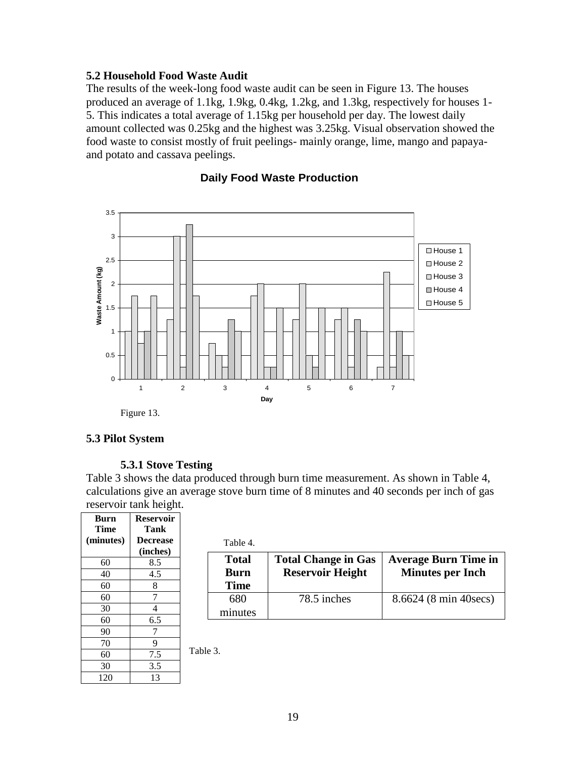## 5.2 Household Food Waste Audit

The results of the week-long food waste audit can be seen in Figure 13. The houses produced an average of 1.1kg, 1.9kg, 0.4kg, 1.2kg, and 1.3kg, respectively for houses 1-5. This indicates a total average of 1.15kg per household per day. The lowest daily amount collected was 0.25kg and the highest was 3.25kg. Visual observation showed the food waste to consist mostly of fruit peelings- mainly orange, lime, mango and papaya- and potato and cassava peelings.

**Daily Food Waste Production**

| Day | House 1 | House 2 | House 3 | House 4 | House 5 |
|---|---|---|---|---|---|
| 1 | 1 | 1.75 | 0.75 | 1 | 1.75 |
| 2 | 1.25 | 3 | 0.25 | 3.25 | 1.75 |
| 3 | 0.75 | 0.5 | 0.25 | 1.25 | 1 |
| 4 | 1.75 | 2 | 0.25 | 0.25 | 1.5 |
| 5 | 1.25 | 2 | 0.5 | 0.25 | 1.5 |
| 6 | 1.25 | 1.5 | 0.25 | 1.25 | 1 |
| 7 | 0.25 | 2.25 | 0.25 | 1 | 0.5 |

Figure 13.

## 5.3 Pilot System

### 5.3.1 Stove Testing

Table 3 shows the data produced through burn time measurement. As shown in Table 4, calculations give an average stove burn time of 8 minutes and 40 seconds per inch of gas reservoir tank height.

| Burn Time (minutes) | Reservoir Tank Decrease (inches) |
|---|---|
| 60 | 8.5 |
| 40 | 4.5 |
| 60 | 8 |
| 60 | 7 |
| 30 | 4 |
| 60 | 6.5 |
| 90 | 7 |
| 70 | 9 |
| 60 | 7.5 |
| 30 | 3.5 |
| 120 | 13 |

Table 3.

Table 4.

| Total Burn Time | Total Change in Gas Reservoir Height | Average Burn Time in Minutes per Inch |
|---|---|---|
| 680 minutes | 78.5 inches | 8.6624 (8 min 40secs) |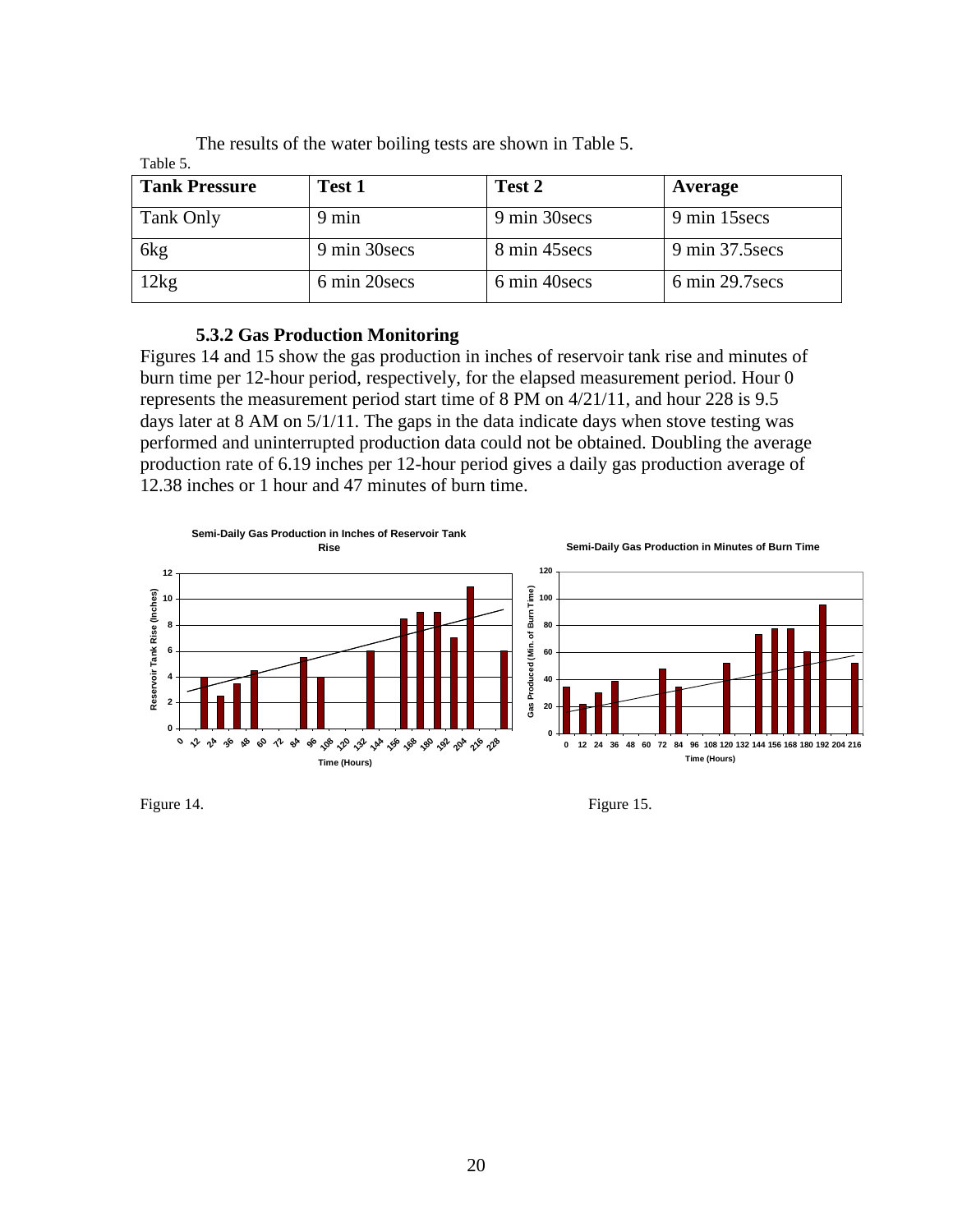The results of the water boiling tests are shown in Table 5.

Table 5.

| Tank Pressure | Test 1 | Test 2 | Average |
| --- | --- | --- | --- |
| Tank Only | 9 min | 9 min 30secs | 9 min 15secs |
| 6kg | 9 min 30secs | 8 min 45secs | 9 min 37.5secs |
| 12kg | 6 min 20secs | 6 min 40secs | 6 min 29.7secs |

### 5.3.2 Gas Production Monitoring

Figures 14 and 15 show the gas production in inches of reservoir tank rise and minutes of burn time per 12-hour period, respectively, for the elapsed measurement period. Hour 0 represents the measurement period start time of 8 PM on 4/21/11, and hour 228 is 9.5 days later at 8 AM on 5/1/11. The gaps in the data indicate days when stove testing was performed and uninterrupted production data could not be obtained. Doubling the average production rate of 6.19 inches per 12-hour period gives a daily gas production average of 12.38 inches or 1 hour and 47 minutes of burn time.

Figure 14.

Figure 15.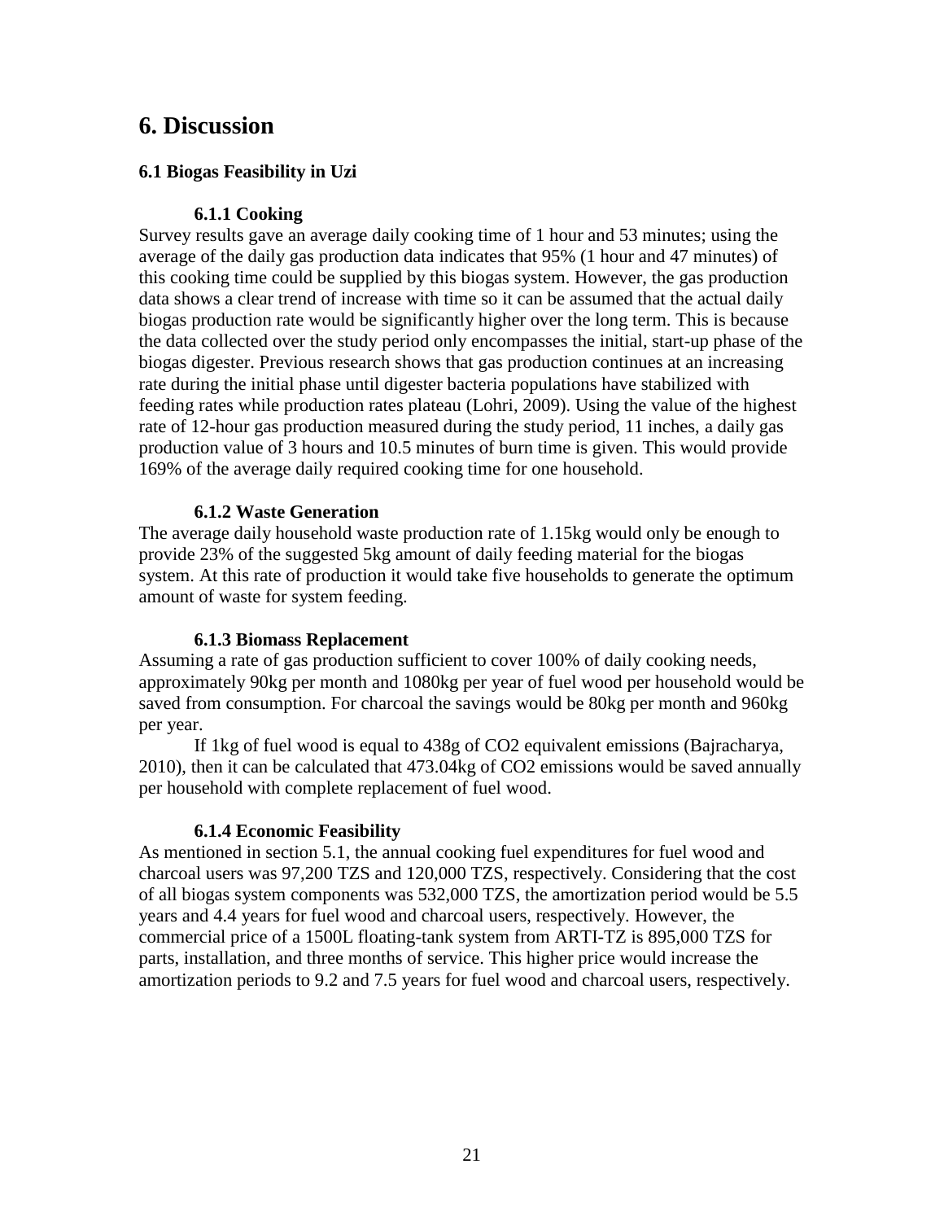# 6. Discussion

## 6.1 Biogas Feasibility in Uzi

### 6.1.1 Cooking

Survey results gave an average daily cooking time of 1 hour and 53 minutes; using the average of the daily gas production data indicates that 95% (1 hour and 47 minutes) of this cooking time could be supplied by this biogas system. However, the gas production data shows a clear trend of increase with time so it can be assumed that the actual daily biogas production rate would be significantly higher over the long term. This is because the data collected over the study period only encompasses the initial, start-up phase of the biogas digester. Previous research shows that gas production continues at an increasing rate during the initial phase until digester bacteria populations have stabilized with feeding rates while production rates plateau (Lohri, 2009). Using the value of the highest rate of 12-hour gas production measured during the study period, 11 inches, a daily gas production value of 3 hours and 10.5 minutes of burn time is given. This would provide 169% of the average daily required cooking time for one household.

### 6.1.2 Waste Generation

The average daily household waste production rate of 1.15kg would only be enough to provide 23% of the suggested 5kg amount of daily feeding material for the biogas system. At this rate of production it would take five households to generate the optimum amount of waste for system feeding.

### 6.1.3 Biomass Replacement

Assuming a rate of gas production sufficient to cover 100% of daily cooking needs, approximately 90kg per month and 1080kg per year of fuel wood per household would be saved from consumption. For charcoal the savings would be 80kg per month and 960kg per year.

If 1kg of fuel wood is equal to 438g of $CO_2$ equivalent emissions (Bajracharya, 2010), then it can be calculated that 473.04kg of $CO_2$ emissions would be saved annually per household with complete replacement of fuel wood.

### 6.1.4 Economic Feasibility

As mentioned in section 5.1, the annual cooking fuel expenditures for fuel wood and charcoal users was 97,200 TZS and 120,000 TZS, respectively. Considering that the cost of all biogas system components was 532,000 TZS, the amortization period would be 5.5 years and 4.4 years for fuel wood and charcoal users, respectively. However, the commercial price of a 1500L floating-tank system from ARTI-TZ is 895,000 TZS for parts, installation, and three months of service. This higher price would increase the amortization periods to 9.2 and 7.5 years for fuel wood and charcoal users, respectively.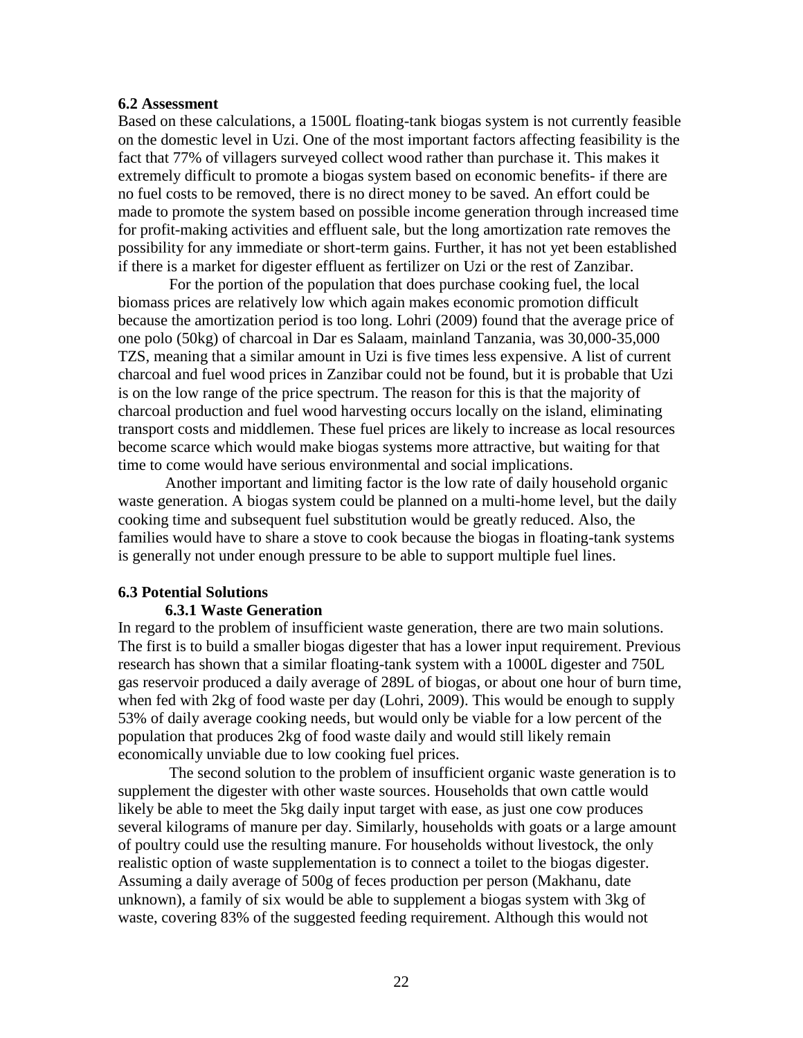### 6.2 Assessment

Based on these calculations, a 1500L floating-tank biogas system is not currently feasible on the domestic level in Uzi. One of the most important factors affecting feasibility is the fact that 77% of villagers surveyed collect wood rather than purchase it. This makes it extremely difficult to promote a biogas system based on economic benefits- if there are no fuel costs to be removed, there is no direct money to be saved. An effort could be made to promote the system based on possible income generation through increased time for profit-making activities and effluent sale, but the long amortization rate removes the possibility for any immediate or short-term gains. Further, it has not yet been established if there is a market for digester effluent as fertilizer on Uzi or the rest of Zanzibar.

For the portion of the population that does purchase cooking fuel, the local biomass prices are relatively low which again makes economic promotion difficult because the amortization period is too long. Lohri (2009) found that the average price of one polo (50kg) of charcoal in Dar es Salaam, mainland Tanzania, was 30,000-35,000 TZS, meaning that a similar amount in Uzi is five times less expensive. A list of current charcoal and fuel wood prices in Zanzibar could not be found, but it is probable that Uzi is on the low range of the price spectrum. The reason for this is that the majority of charcoal production and fuel wood harvesting occurs locally on the island, eliminating transport costs and middlemen. These fuel prices are likely to increase as local resources become scarce which would make biogas systems more attractive, but waiting for that time to come would have serious environmental and social implications.

Another important and limiting factor is the low rate of daily household organic waste generation. A biogas system could be planned on a multi-home level, but the daily cooking time and subsequent fuel substitution would be greatly reduced. Also, the families would have to share a stove to cook because the biogas in floating-tank systems is generally not under enough pressure to be able to support multiple fuel lines.

### 6.3 Potential Solutions

#### 6.3.1 Waste Generation

In regard to the problem of insufficient waste generation, there are two main solutions. The first is to build a smaller biogas digester that has a lower input requirement. Previous research has shown that a similar floating-tank system with a 1000L digester and 750L gas reservoir produced a daily average of 289L of biogas, or about one hour of burn time, when fed with 2kg of food waste per day (Lohri, 2009). This would be enough to supply 53% of daily average cooking needs, but would only be viable for a low percent of the population that produces 2kg of food waste daily and would still likely remain economically unviable due to low cooking fuel prices.

The second solution to the problem of insufficient organic waste generation is to supplement the digester with other waste sources. Households that own cattle would likely be able to meet the 5kg daily input target with ease, as just one cow produces several kilograms of manure per day. Similarly, households with goats or a large amount of poultry could use the resulting manure. For households without livestock, the only realistic option of waste supplementation is to connect a toilet to the biogas digester. Assuming a daily average of 500g of feces production per person (Makhanu, date unknown), a family of six would be able to supplement a biogas system with 3kg of waste, covering 83% of the suggested feeding requirement. Although this would not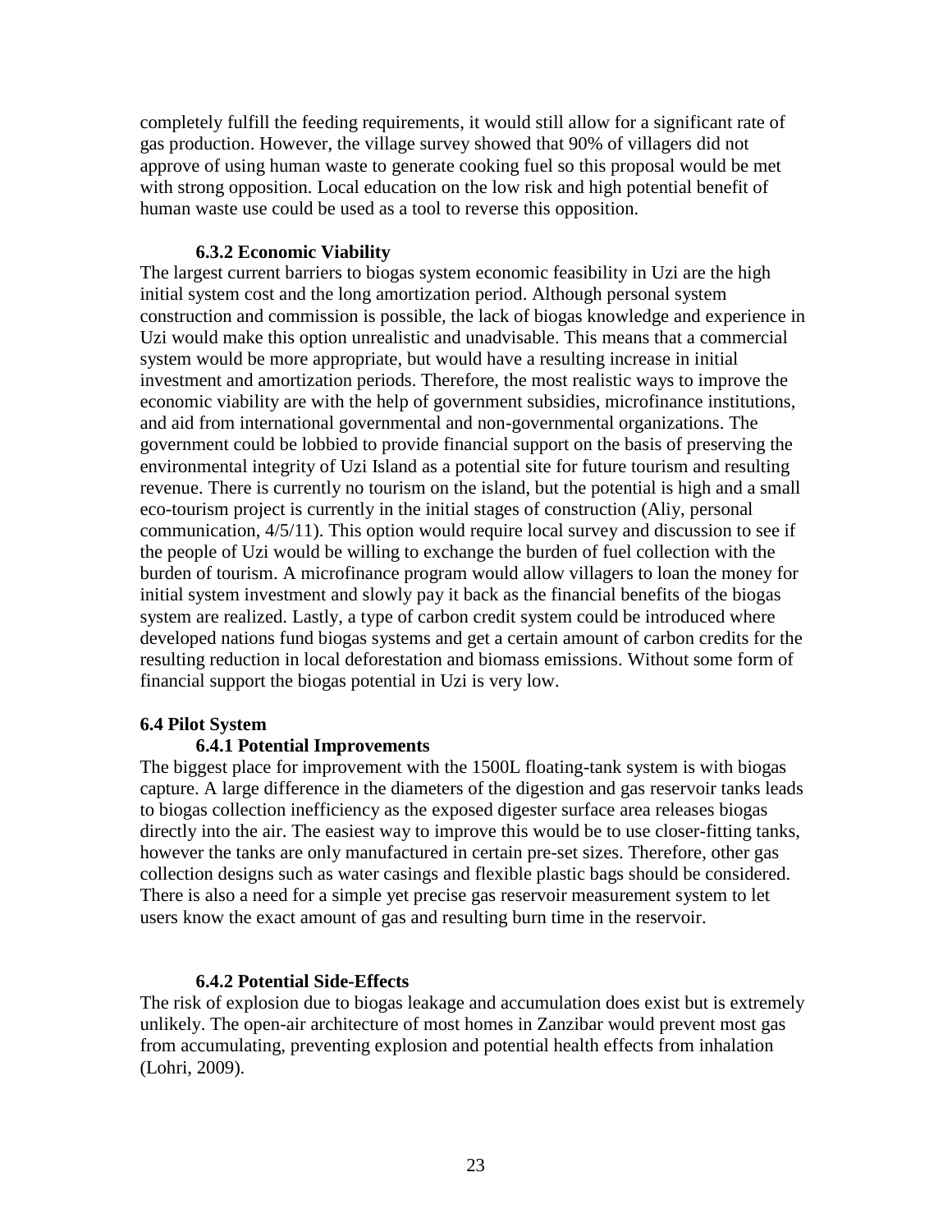completely fulfill the feeding requirements, it would still allow for a significant rate of gas production. However, the village survey showed that 90% of villagers did not approve of using human waste to generate cooking fuel so this proposal would be met with strong opposition. Local education on the low risk and high potential benefit of human waste use could be used as a tool to reverse this opposition.

### 6.3.2 Economic Viability

The largest current barriers to biogas system economic feasibility in Uzi are the high initial system cost and the long amortization period. Although personal system construction and commission is possible, the lack of biogas knowledge and experience in Uzi would make this option unrealistic and unadvisable. This means that a commercial system would be more appropriate, but would have a resulting increase in initial investment and amortization periods. Therefore, the most realistic ways to improve the economic viability are with the help of government subsidies, microfinance institutions, and aid from international governmental and non-governmental organizations. The government could be lobbied to provide financial support on the basis of preserving the environmental integrity of Uzi Island as a potential site for future tourism and resulting revenue. There is currently no tourism on the island, but the potential is high and a small eco-tourism project is currently in the initial stages of construction (Aliy, personal communication, 4/5/11). This option would require local survey and discussion to see if the people of Uzi would be willing to exchange the burden of fuel collection with the burden of tourism. A microfinance program would allow villagers to loan the money for initial system investment and slowly pay it back as the financial benefits of the biogas system are realized. Lastly, a type of carbon credit system could be introduced where developed nations fund biogas systems and get a certain amount of carbon credits for the resulting reduction in local deforestation and biomass emissions. Without some form of financial support the biogas potential in Uzi is very low.

## 6.4 Pilot System

### 6.4.1 Potential Improvements

The biggest place for improvement with the 1500L floating-tank system is with biogas capture. A large difference in the diameters of the digestion and gas reservoir tanks leads to biogas collection inefficiency as the exposed digester surface area releases biogas directly into the air. The easiest way to improve this would be to use closer-fitting tanks, however the tanks are only manufactured in certain pre-set sizes. Therefore, other gas collection designs such as water casings and flexible plastic bags should be considered. There is also a need for a simple yet precise gas reservoir measurement system to let users know the exact amount of gas and resulting burn time in the reservoir.

### 6.4.2 Potential Side-Effects

The risk of explosion due to biogas leakage and accumulation does exist but is extremely unlikely. The open-air architecture of most homes in Zanzibar would prevent most gas from accumulating, preventing explosion and potential health effects from inhalation (Lohri, 2009).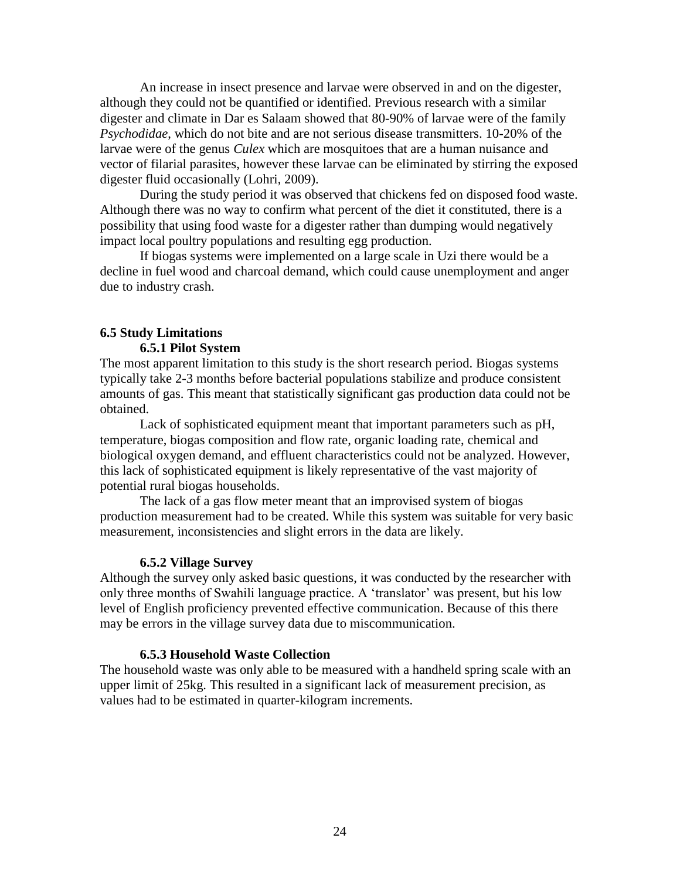An increase in insect presence and larvae were observed in and on the digester, although they could not be quantified or identified. Previous research with a similar digester and climate in Dar es Salaam showed that 80-90% of larvae were of the family *Psychodidae*, which do not bite and are not serious disease transmitters. 10-20% of the larvae were of the genus *Culex* which are mosquitoes that are a human nuisance and vector of filarial parasites, however these larvae can be eliminated by stirring the exposed digester fluid occasionally (Lohri, 2009).

During the study period it was observed that chickens fed on disposed food waste. Although there was no way to confirm what percent of the diet it constituted, there is a possibility that using food waste for a digester rather than dumping would negatively impact local poultry populations and resulting egg production.

If biogas systems were implemented on a large scale in Uzi there would be a decline in fuel wood and charcoal demand, which could cause unemployment and anger due to industry crash.

## 6.5 Study Limitations

### 6.5.1 Pilot System

The most apparent limitation to this study is the short research period. Biogas systems typically take 2-3 months before bacterial populations stabilize and produce consistent amounts of gas. This meant that statistically significant gas production data could not be obtained.

Lack of sophisticated equipment meant that important parameters such as pH, temperature, biogas composition and flow rate, organic loading rate, chemical and biological oxygen demand, and effluent characteristics could not be analyzed. However, this lack of sophisticated equipment is likely representative of the vast majority of potential rural biogas households.

The lack of a gas flow meter meant that an improvised system of biogas production measurement had to be created. While this system was suitable for very basic measurement, inconsistencies and slight errors in the data are likely.

### 6.5.2 Village Survey

Although the survey only asked basic questions, it was conducted by the researcher with only three months of Swahili language practice. A 'translator' was present, but his low level of English proficiency prevented effective communication. Because of this there may be errors in the village survey data due to miscommunication.

### 6.5.3 Household Waste Collection

The household waste was only able to be measured with a handheld spring scale with an upper limit of 25kg. This resulted in a significant lack of measurement precision, as values had to be estimated in quarter-kilogram increments.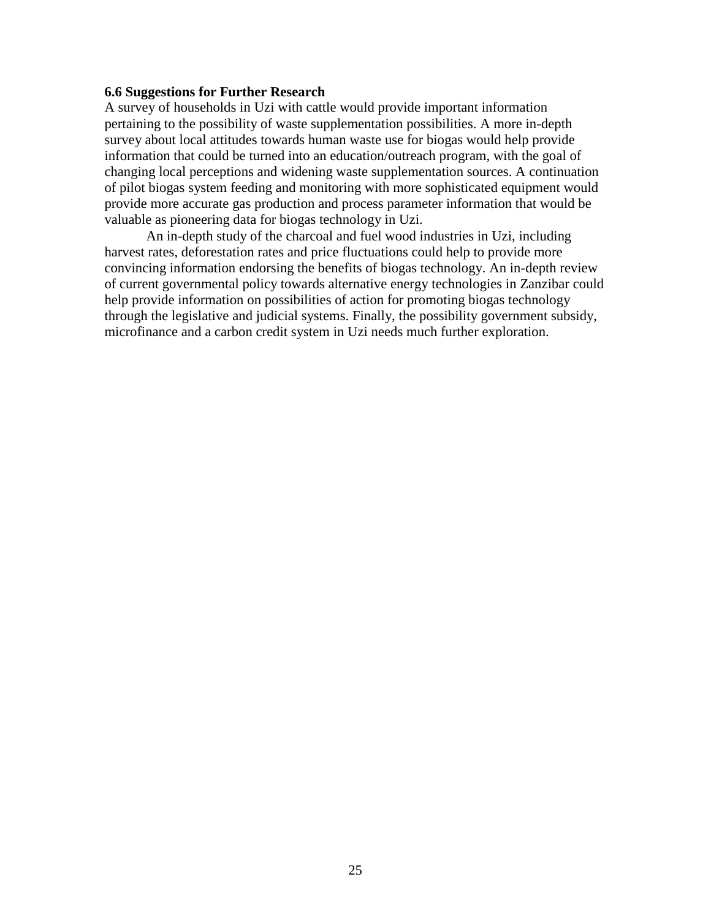### 6.6 Suggestions for Further Research

A survey of households in Uzi with cattle would provide important information pertaining to the possibility of waste supplementation possibilities. A more in-depth survey about local attitudes towards human waste use for biogas would help provide information that could be turned into an education/outreach program, with the goal of changing local perceptions and widening waste supplementation sources. A continuation of pilot biogas system feeding and monitoring with more sophisticated equipment would provide more accurate gas production and process parameter information that would be valuable as pioneering data for biogas technology in Uzi.

An in-depth study of the charcoal and fuel wood industries in Uzi, including harvest rates, deforestation rates and price fluctuations could help to provide more convincing information endorsing the benefits of biogas technology. An in-depth review of current governmental policy towards alternative energy technologies in Zanzibar could help provide information on possibilities of action for promoting biogas technology through the legislative and judicial systems. Finally, the possibility government subsidy, microfinance and a carbon credit system in Uzi needs much further exploration.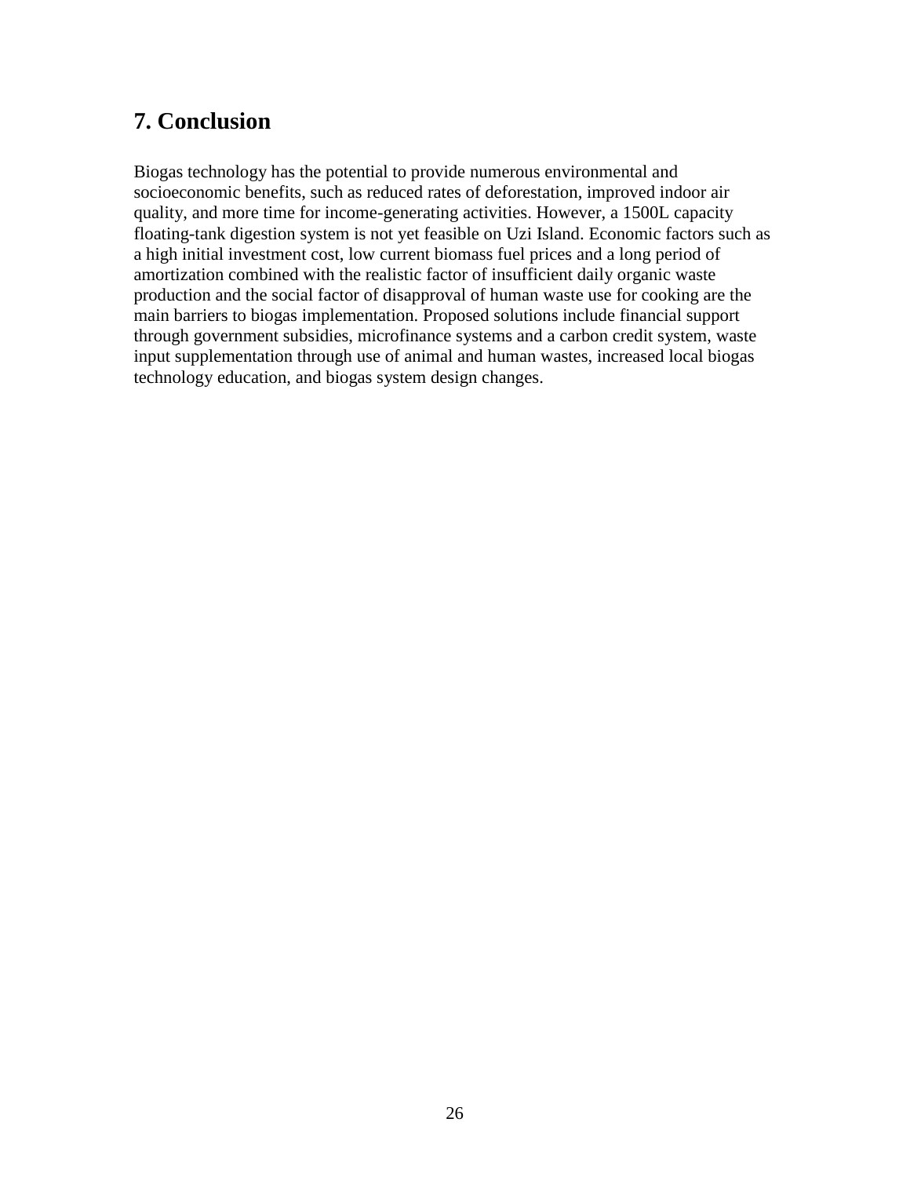## 7. Conclusion

Biogas technology has the potential to provide numerous environmental and socioeconomic benefits, such as reduced rates of deforestation, improved indoor air quality, and more time for income-generating activities. However, a 1500L capacity floating-tank digestion system is not yet feasible on Uzi Island. Economic factors such as a high initial investment cost, low current biomass fuel prices and a long period of amortization combined with the realistic factor of insufficient daily organic waste production and the social factor of disapproval of human waste use for cooking are the main barriers to biogas implementation. Proposed solutions include financial support through government subsidies, microfinance systems and a carbon credit system, waste input supplementation through use of animal and human wastes, increased local biogas technology education, and biogas system design changes.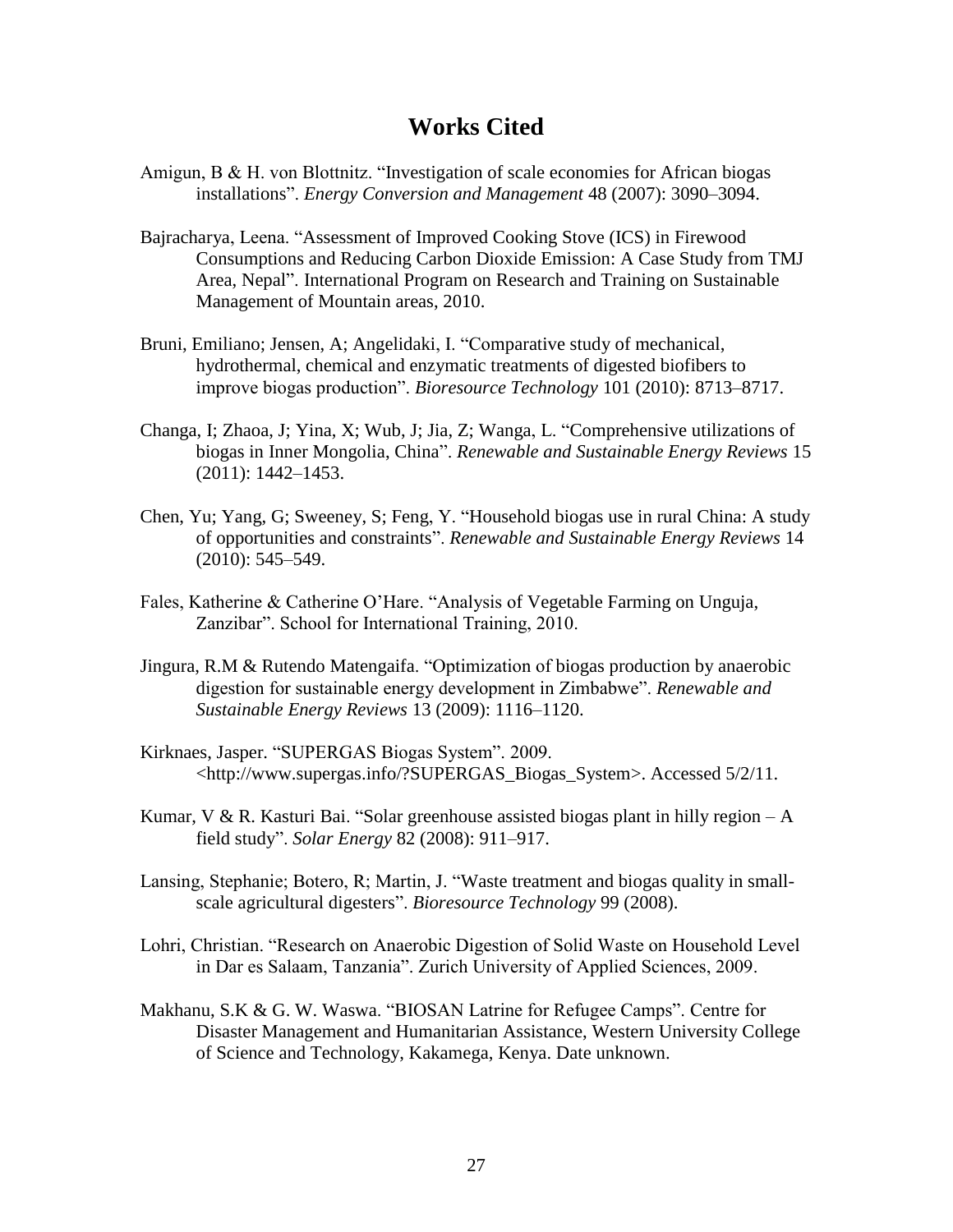# Works Cited

Amigun, B & H. von Blottnitz. "Investigation of scale economies for African biogas installations". *Energy Conversion and Management* 48 (2007): 3090–3094.

Bajracharya, Leena. "Assessment of Improved Cooking Stove (ICS) in Firewood Consumptions and Reducing Carbon Dioxide Emission: A Case Study from TMJ Area, Nepal". International Program on Research and Training on Sustainable Management of Mountain areas, 2010.

Bruni, Emiliano; Jensen, A; Angelidaki, I. "Comparative study of mechanical, hydrothermal, chemical and enzymatic treatments of digested biofibers to improve biogas production". *Bioresource Technology* 101 (2010): 8713–8717.

Changa, I; Zhaoa, J; Yina, X; Wub, J; Jia, Z; Wanga, L. "Comprehensive utilizations of biogas in Inner Mongolia, China". *Renewable and Sustainable Energy Reviews* 15 (2011): 1442–1453.

Chen, Yu; Yang, G; Sweeney, S; Feng, Y. "Household biogas use in rural China: A study of opportunities and constraints". *Renewable and Sustainable Energy Reviews* 14 (2010): 545–549.

Fales, Katherine & Catherine O'Hare. "Analysis of Vegetable Farming on Unguja, Zanzibar". School for International Training, 2010.

Jingura, R.M & Rutendo Matengaifa. "Optimization of biogas production by anaerobic digestion for sustainable energy development in Zimbabwe". *Renewable and Sustainable Energy Reviews* 13 (2009): 1116–1120.

Kirknaes, Jasper. "SUPERGAS Biogas System". 2009. <http://www.supergas.info/?SUPERGAS_Biogas_System>. Accessed 5/2/11.

Kumar, V & R. Kasturi Bai. "Solar greenhouse assisted biogas plant in hilly region – A field study". *Solar Energy* 82 (2008): 911–917.

Lansing, Stephanie; Botero, R; Martin, J. "Waste treatment and biogas quality in small-scale agricultural digesters". *Bioresource Technology* 99 (2008).

Lohri, Christian. "Research on Anaerobic Digestion of Solid Waste on Household Level in Dar es Salaam, Tanzania". Zurich University of Applied Sciences, 2009.

Makhanu, S.K & G. W. Waswa. "BIOSAN Latrine for Refugee Camps". Centre for Disaster Management and Humanitarian Assistance, Western University College of Science and Technology, Kakamega, Kenya. Date unknown.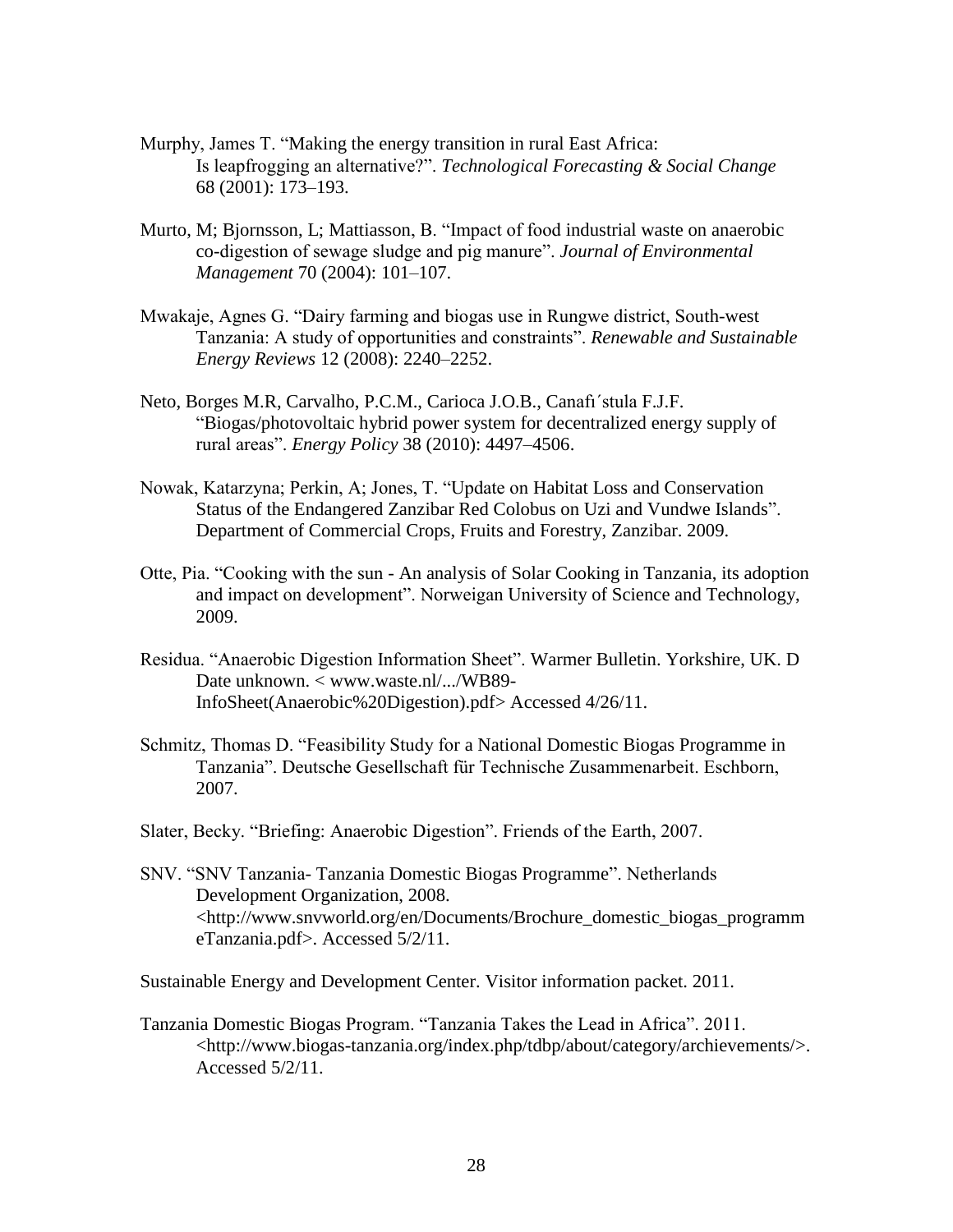Murphy, James T. "Making the energy transition in rural East Africa: Is leapfrogging an alternative?". *Technological Forecasting & Social Change* 68 (2001): 173–193.

Murto, M; Bjornsson, L; Mattiasson, B. "Impact of food industrial waste on anaerobic co-digestion of sewage sludge and pig manure". *Journal of Environmental Management* 70 (2004): 101–107.

Mwakaje, Agnes G. "Dairy farming and biogas use in Rungwe district, South-west Tanzania: A study of opportunities and constraints". *Renewable and Sustainable Energy Reviews* 12 (2008): 2240–2252.

Neto, Borges M.R, Carvalho, P.C.M., Carioca J.O.B., Canafı´stula F.J.F. "Biogas/photovoltaic hybrid power system for decentralized energy supply of rural areas". *Energy Policy* 38 (2010): 4497–4506.

Nowak, Katarzyna; Perkin, A; Jones, T. "Update on Habitat Loss and Conservation Status of the Endangered Zanzibar Red Colobus on Uzi and Vundwe Islands". Department of Commercial Crops, Fruits and Forestry, Zanzibar. 2009.

Otte, Pia. "Cooking with the sun - An analysis of Solar Cooking in Tanzania, its adoption and impact on development". Norweigan University of Science and Technology, 2009.

Residua. "Anaerobic Digestion Information Sheet". Warmer Bulletin. Yorkshire, UK. D Date unknown. < www.waste.nl/.../WB89-InfoSheet(Anaerobic%20Digestion).pdf> Accessed 4/26/11.

Schmitz, Thomas D. "Feasibility Study for a National Domestic Biogas Programme in Tanzania". Deutsche Gesellschaft für Technische Zusammenarbeit. Eschborn, 2007.

Slater, Becky. "Briefing: Anaerobic Digestion". Friends of the Earth, 2007.

SNV. "SNV Tanzania- Tanzania Domestic Biogas Programme". Netherlands Development Organization, 2008. <http://www.snvworld.org/en/Documents/Brochure_domestic_biogas_programmeTanzania.pdf>. Accessed 5/2/11.

Sustainable Energy and Development Center. Visitor information packet. 2011.

Tanzania Domestic Biogas Program. "Tanzania Takes the Lead in Africa". 2011. <http://www.biogas-tanzania.org/index.php/tdbp/about/category/archievements/>. Accessed 5/2/11.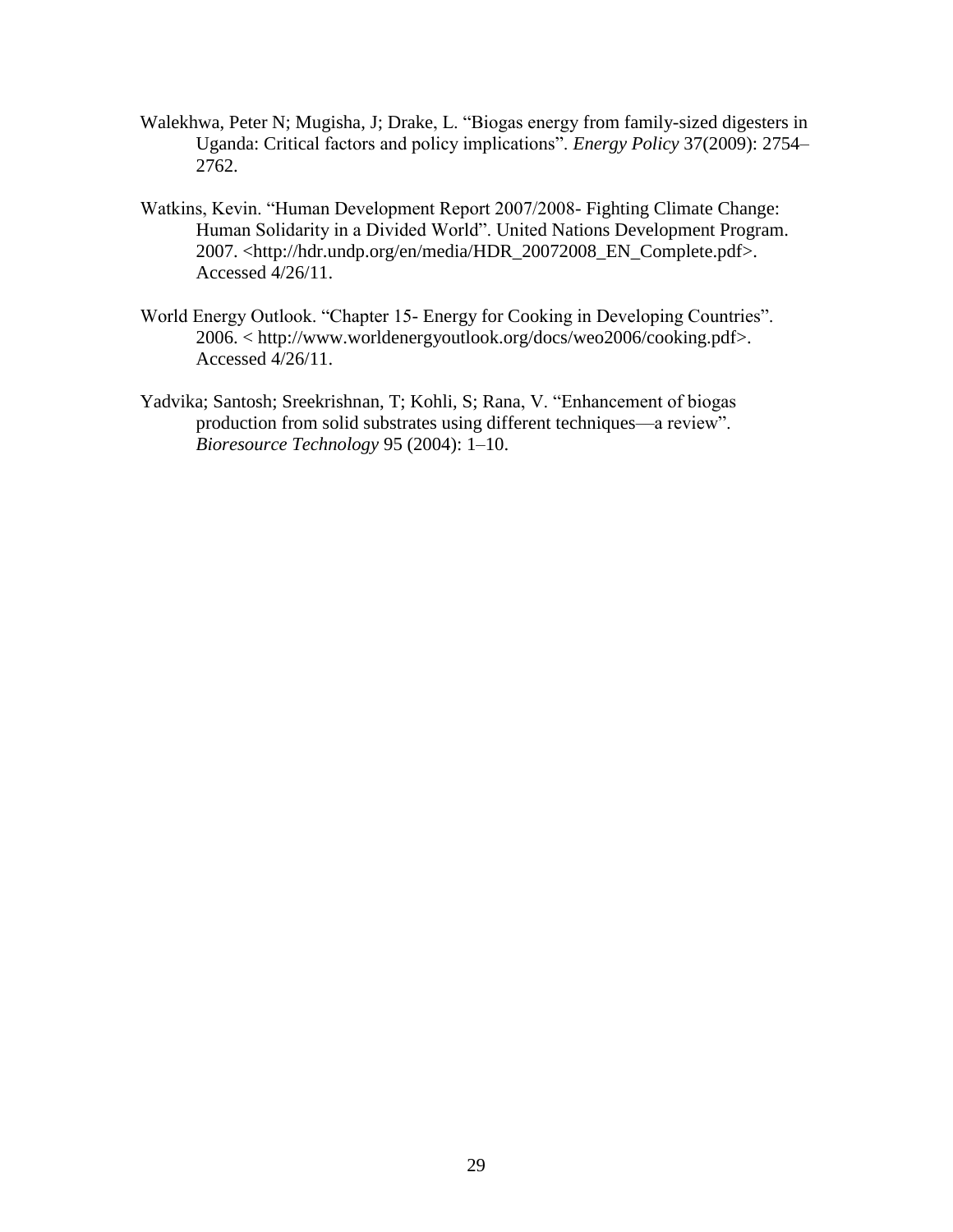Walekhwa, Peter N; Mugisha, J; Drake, L. "Biogas energy from family-sized digesters in Uganda: Critical factors and policy implications". *Energy Policy* 37(2009): 2754–2762.

Watkins, Kevin. "Human Development Report 2007/2008- Fighting Climate Change: Human Solidarity in a Divided World". United Nations Development Program. 2007. <http://hdr.undp.org/en/media/HDR_20072008_EN_Complete.pdf>. Accessed 4/26/11.

World Energy Outlook. "Chapter 15- Energy for Cooking in Developing Countries". 2006. < http://www.worldenergyoutlook.org/docs/weo2006/cooking.pdf>. Accessed 4/26/11.

Yadvika; Santosh; Sreekrishnan, T; Kohli, S; Rana, V. "Enhancement of biogas production from solid substrates using different techniques—a review". *Bioresource Technology* 95 (2004): 1–10.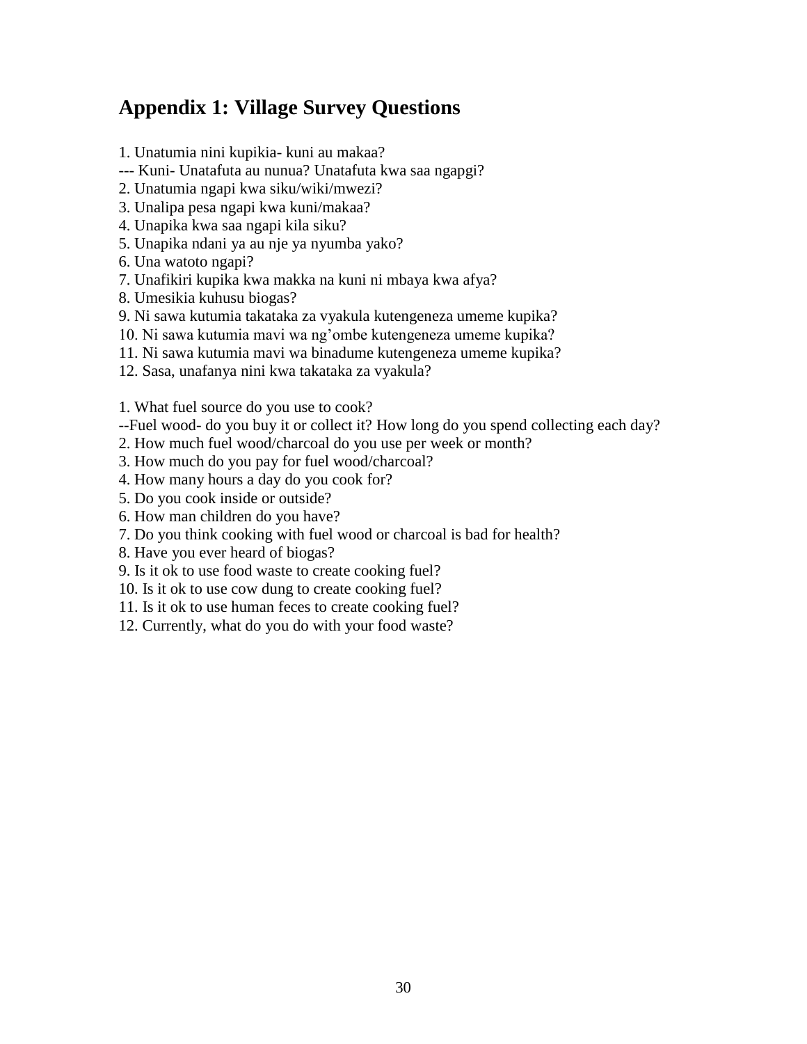# Appendix 1: Village Survey Questions

1. Unatumia nini kupikia- kuni au makaa?
--- Kuni- Unatafuta au nunua? Unatafuta kwa saa ngapgi?
2. Unatumia ngapi kwa siku/wiki/mwezi?
3. Unalipa pesa ngapi kwa kuni/makaa?
4. Unapika kwa saa ngapi kila siku?
5. Unapika ndani ya au nje ya nyumba yako?
6. Una watoto ngapi?
7. Unafikiri kupika kwa makka na kuni ni mbaya kwa afya?
8. Umesikia kuhusu biogas?
9. Ni sawa kutumia takataka za vyakula kutengeneza umeme kupika?
10. Ni sawa kutumia mavi wa ng'ombe kutengeneza umeme kupika?
11. Ni sawa kutumia mavi wa binadume kutengeneza umeme kupika?
12. Sasa, unafanya nini kwa takataka za vyakula?

1. What fuel source do you use to cook?
--Fuel wood- do you buy it or collect it? How long do you spend collecting each day?
2. How much fuel wood/charcoal do you use per week or month?
3. How much do you pay for fuel wood/charcoal?
4. How many hours a day do you cook for?
5. Do you cook inside or outside?
6. How man children do you have?
7. Do you think cooking with fuel wood or charcoal is bad for health?
8. Have you ever heard of biogas?
9. Is it ok to use food waste to create cooking fuel?
10. Is it ok to use cow dung to create cooking fuel?
11. Is it ok to use human feces to create cooking fuel?
12. Currently, what do you do with your food waste?